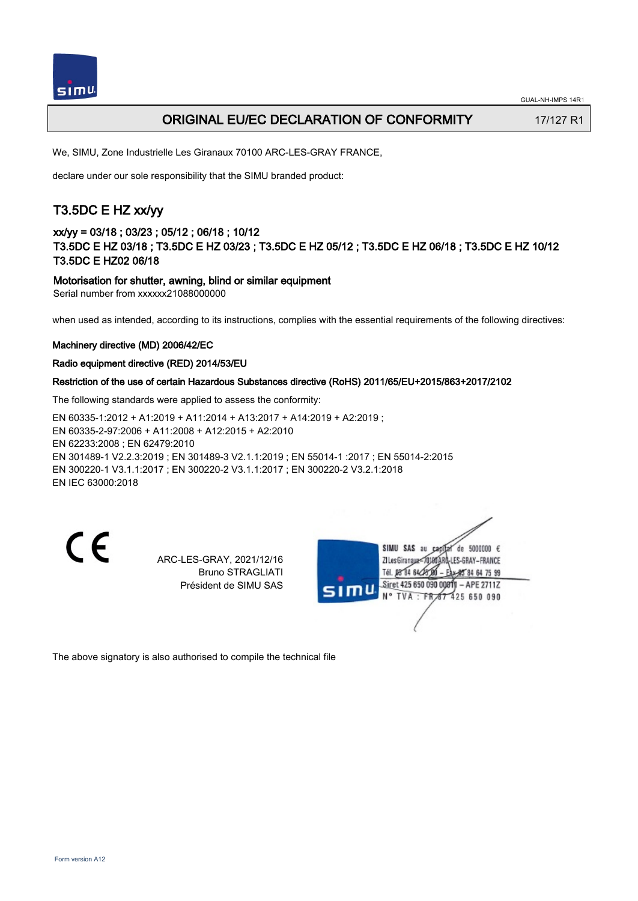# ORIGINAL EU/EC DECLARATION OF CONFORMITY

17/127 R1

We, SIMU, Zone Industrielle Les Giranaux 70100 ARC-LES-GRAY FRANCE,

declare under our sole responsibility that the SIMU branded product:

## T3.5DC E HZ xx/yy

### xx/yy = 03/18 ; 03/23 ; 05/12 ; 06/18 ; 10/12

### T3.5DC E HZ 03/18 ; T3.5DC E HZ 03/23 ; T3.5DC E HZ 05/12 ; T3.5DC E HZ 06/18 ; T3.5DC E HZ 10/12 T3.5DC E HZ02 06/18

**Motorisation for shutter, awning, blind or similar equipment**

Serial number from xxxxxx21088000000

when used as intended, according to its instructions, complies with the essential requirements of the following directives:

**Machinery directive (MD) 2006/42/EC**

**Radio equipment directive (RED) 2014/53/EU**

**Restriction of the use of certain Hazardous Substances directive (RoHS) 2011/65/EU+2015/863+2017/2102**

The following standards were applied to assess the conformity:

EN 60335-1:2012 + A1:2019 + A11:2014 + A13:2017 + A14:2019 + A2:2019 ;
EN 60335-2-97:2006 + A11:2008 + A12:2015 + A2:2010
EN 62233:2008 ; EN 62479:2010
EN 301489-1 V2.2.3:2019 ; EN 301489-3 V2.1.1:2019 ; EN 55014-1 :2017 ; EN 55014-2:2015
EN 300220-1 V3.1.1:2017 ; EN 300220-2 V3.1.1:2017 ; EN 300220-2 V3.2.1:2018
EN IEC 63000:2018

CE

ARC-LES-GRAY, 2021/12/16
Bruno STRAGLIATI
Président de SIMU SAS

SIMU SAS au capital de 5000000 €
ZI Les Giranaux 70100 ARC-LES-GRAY-FRANCE
Tél. 03 84 64 75 00 – Fax 03 84 64 75 99
Siret 425 650 090 00011 – APE 2711Z
N° TVA : FR 87 425 650 090

The above signatory is also authorised to compile the technical file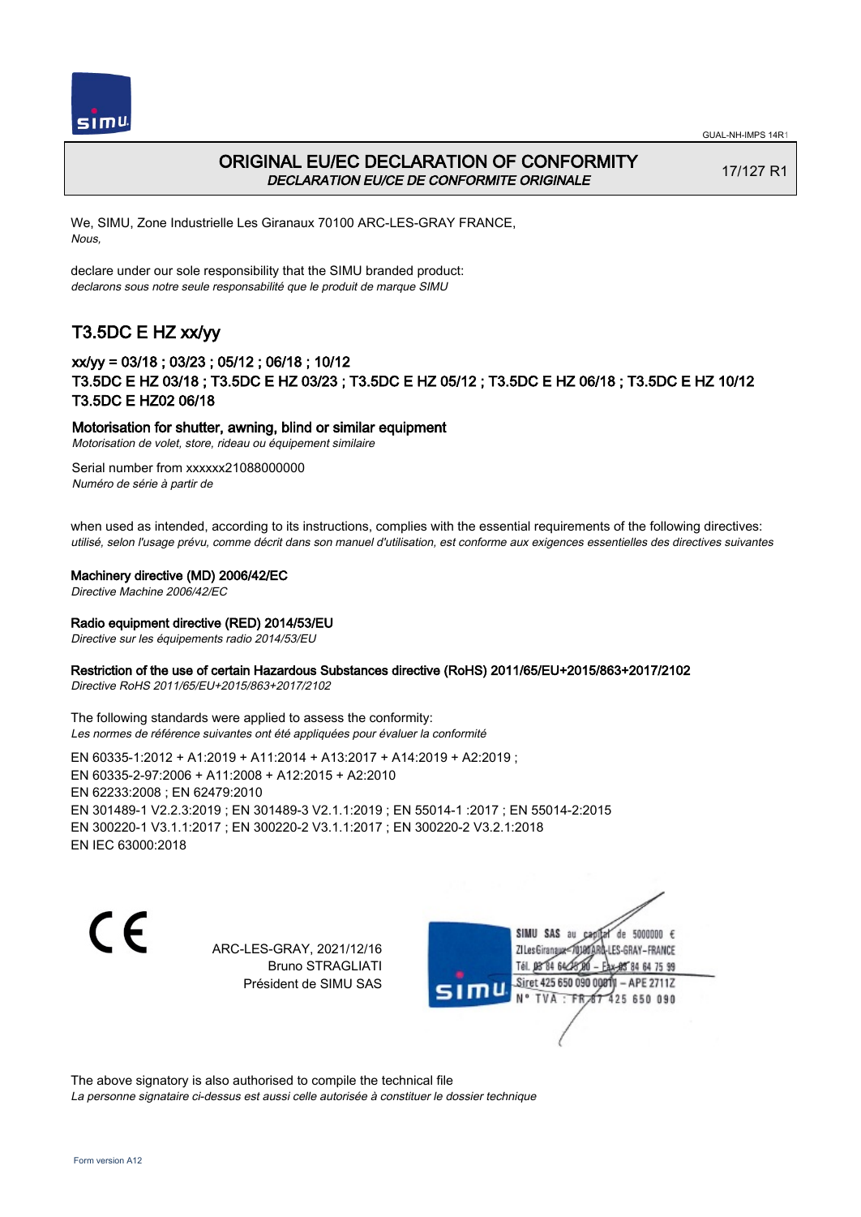# ORIGINAL EU/EC DECLARATION OF CONFORMITY

*DECLARATION EU/CE DE CONFORMITE ORIGINALE*

17/127 R1

We, SIMU, Zone Industrielle Les Giranaux 70100 ARC-LES-GRAY FRANCE,
*Nous,*

declare under our sole responsibility that the SIMU branded product:
*declarons sous notre seule responsabilité que le produit de marque SIMU*

## T3.5DC E HZ xx/yy

### xx/yy = 03/18 ; 03/23 ; 05/12 ; 06/18 ; 10/12
### T3.5DC E HZ 03/18 ; T3.5DC E HZ 03/23 ; T3.5DC E HZ 05/12 ; T3.5DC E HZ 06/18 ; T3.5DC E HZ 10/12 T3.5DC E HZ02 06/18

**Motorisation for shutter, awning, blind or similar equipment**
*Motorisation de volet, store, rideau ou équipement similaire*

Serial number from xxxxxx21088000000
*Numéro de série à partir de*

when used as intended, according to its instructions, complies with the essential requirements of the following directives:
*utilisé, selon l'usage prévu, comme décrit dans son manuel d'utilisation, est conforme aux exigences essentielles des directives suivantes*

**Machinery directive (MD) 2006/42/EC**
*Directive Machine 2006/42/EC*

**Radio equipment directive (RED) 2014/53/EU**
*Directive sur les équipements radio 2014/53/EU*

**Restriction of the use of certain Hazardous Substances directive (RoHS) 2011/65/EU+2015/863+2017/2102**
*Directive RoHS 2011/65/EU+2015/863+2017/2102*

The following standards were applied to assess the conformity:
*Les normes de référence suivantes ont été appliquées pour évaluer la conformité*

EN 60335-1:2012 + A1:2019 + A11:2014 + A13:2017 + A14:2019 + A2:2019 ;
EN 60335-2-97:2006 + A11:2008 + A12:2015 + A2:2010
EN 62233:2008 ; EN 62479:2010
EN 301489-1 V2.2.3:2019 ; EN 301489-3 V2.1.1:2019 ; EN 55014-1 :2017 ; EN 55014-2:2015
EN 300220-1 V3.1.1:2017 ; EN 300220-2 V3.1.1:2017 ; EN 300220-2 V3.2.1:2018
EN IEC 63000:2018

CE

ARC-LES-GRAY, 2021/12/16
Bruno STRAGLIATI
Président de SIMU SAS

SIMU SAS au capital de 5000000 €
ZI Les Giranaux 70100 ARC-LES-GRAY-FRANCE
Tél. 03 84 64 75 00 – Fax 03 84 64 75 99
Siret 425 650 090 00011 – APE 2711Z
N° TVA : FR 87 425 650 090

The above signatory is also authorised to compile the technical file
*La personne signataire ci-dessus est aussi celle autorisée à constituer le dossier technique*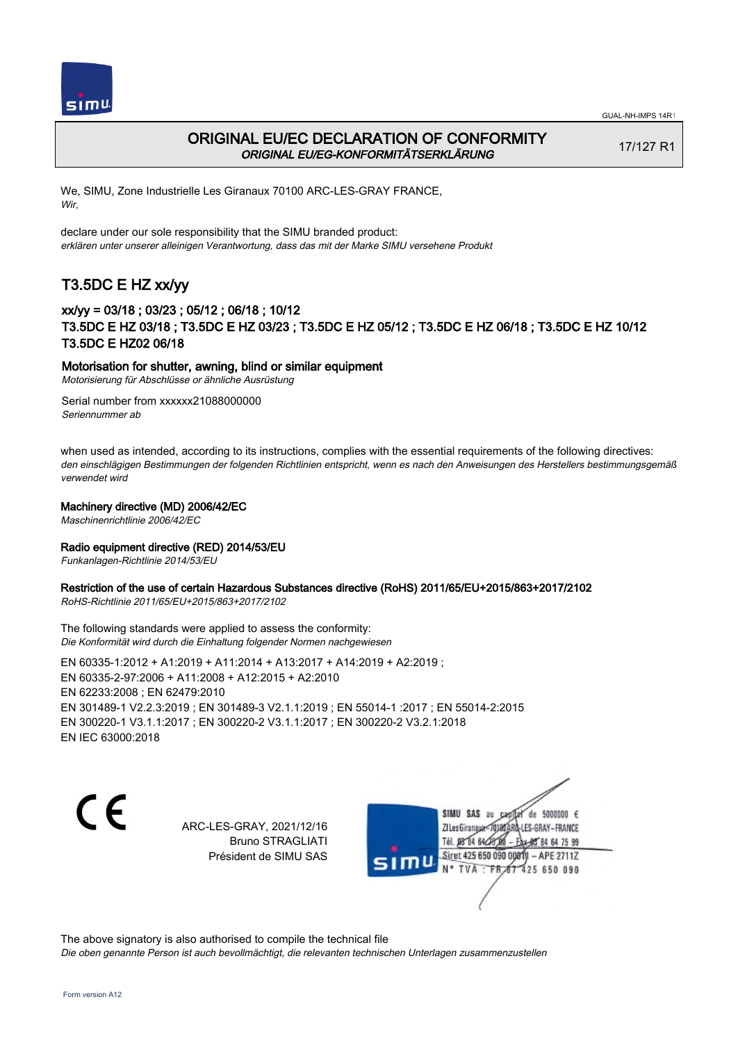GUAL-NH-IMPS 14R1

# ORIGINAL EU/EC DECLARATION OF CONFORMITY
*ORIGINAL EU/EG-KONFORMITÄTSERKLÄRUNG*

17/127 R1

We, SIMU, Zone Industrielle Les Giranaux 70100 ARC-LES-GRAY FRANCE,
*Wir,*

declare under our sole responsibility that the SIMU branded product:
*erklären unter unserer alleinigen Verantwortung, dass das mit der Marke SIMU versehene Produkt*

## T3.5DC E HZ xx/yy

### xx/yy = 03/18 ; 03/23 ; 05/12 ; 06/18 ; 10/12
### T3.5DC E HZ 03/18 ; T3.5DC E HZ 03/23 ; T3.5DC E HZ 05/12 ; T3.5DC E HZ 06/18 ; T3.5DC E HZ 10/12 T3.5DC E HZ02 06/18

**Motorisation for shutter, awning, blind or similar equipment**
*Motorisierung für Abschlüsse or ähnliche Ausrüstung*

Serial number from xxxxxx21088000000
*Seriennummer ab*

when used as intended, according to its instructions, complies with the essential requirements of the following directives:
*den einschlägigen Bestimmungen der folgenden Richtlinien entspricht, wenn es nach den Anweisungen des Herstellers bestimmungsgemäß verwendet wird*

**Machinery directive (MD) 2006/42/EC**
*Maschinenrichtlinie 2006/42/EC*

**Radio equipment directive (RED) 2014/53/EU**
*Funkanlagen-Richtlinie 2014/53/EU*

**Restriction of the use of certain Hazardous Substances directive (RoHS) 2011/65/EU+2015/863+2017/2102**
*RoHS-Richtlinie 2011/65/EU+2015/863+2017/2102*

The following standards were applied to assess the conformity:
*Die Konformität wird durch die Einhaltung folgender Normen nachgewiesen*

EN 60335-1:2012 + A1:2019 + A11:2014 + A13:2017 + A14:2019 + A2:2019 ;
EN 60335-2-97:2006 + A11:2008 + A12:2015 + A2:2010
EN 62233:2008 ; EN 62479:2010
EN 301489-1 V2.2.3:2019 ; EN 301489-3 V2.1.1:2019 ; EN 55014-1 :2017 ; EN 55014-2:2015
EN 300220-1 V3.1.1:2017 ; EN 300220-2 V3.1.1:2017 ; EN 300220-2 V3.2.1:2018
EN IEC 63000:2018

CE

ARC-LES-GRAY, 2021/12/16
Bruno STRAGLIATI
Président de SIMU SAS

SIMU SAS au capital de 5000000 €
ZI Les Giranaux 70100 ARC-LES-GRAY-FRANCE
Tél. 03 84 64 75 00 – Fax 03 84 64 75 99
Siret 425 650 090 00011 – APE 2711Z
N° TVA : FR 67 425 650 090

The above signatory is also authorised to compile the technical file
*Die oben genannte Person ist auch bevollmächtigt, die relevanten technischen Unterlagen zusammenzustellen*

Form version A12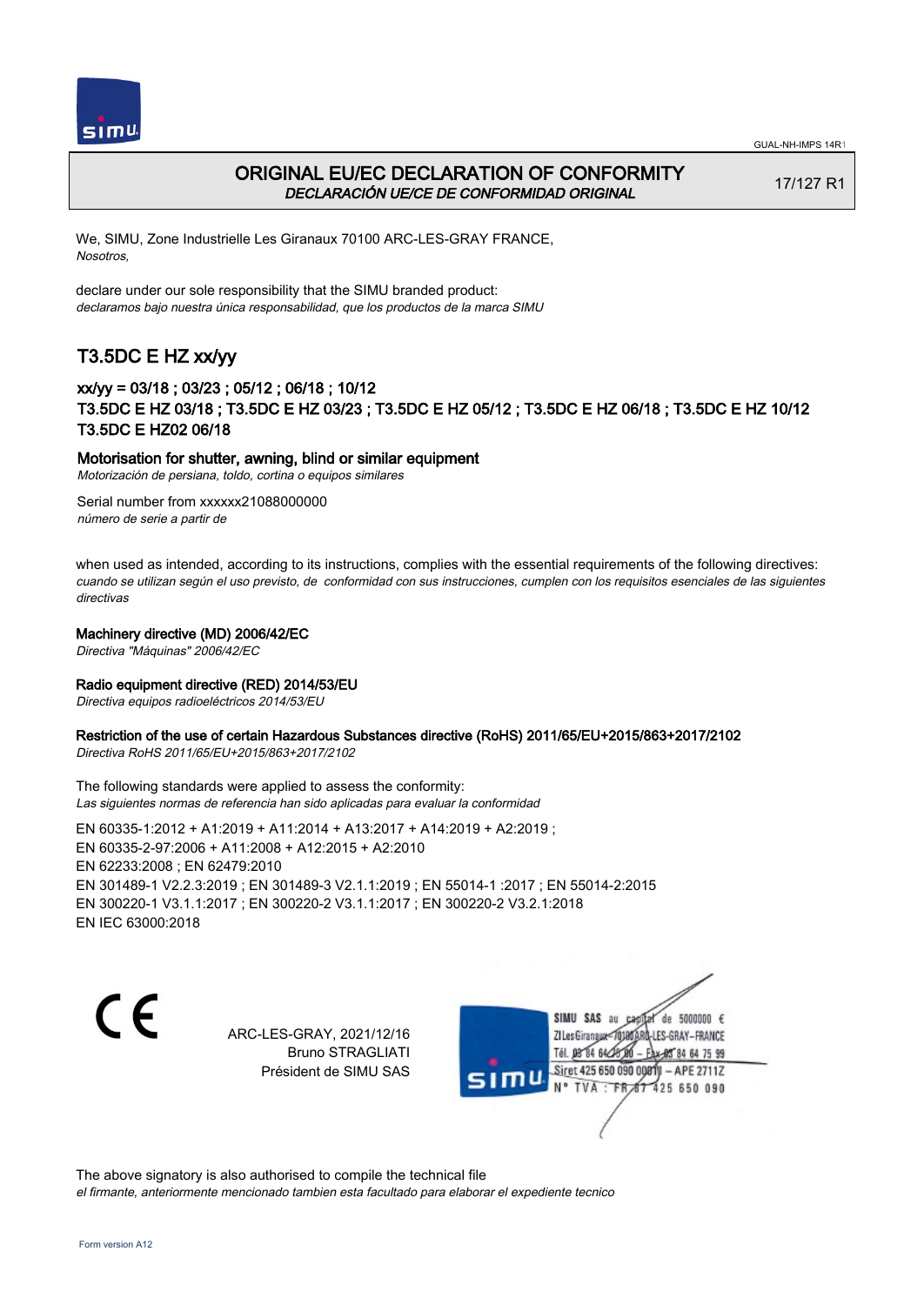# ORIGINAL EU/EC DECLARATION OF CONFORMITY
*DECLARACIÓN UE/CE DE CONFORMIDAD ORIGINAL*

17/127 R1

We, SIMU, Zone Industrielle Les Giranaux 70100 ARC-LES-GRAY FRANCE,
*Nosotros,*

declare under our sole responsibility that the SIMU branded product:
*declaramos bajo nuestra única responsabilidad, que los productos de la marca SIMU*

## T3.5DC E HZ xx/yy

### xx/yy = 03/18 ; 03/23 ; 05/12 ; 06/18 ; 10/12
### T3.5DC E HZ 03/18 ; T3.5DC E HZ 03/23 ; T3.5DC E HZ 05/12 ; T3.5DC E HZ 06/18 ; T3.5DC E HZ 10/12 T3.5DC E HZ02 06/18

**Motorisation for shutter, awning, blind or similar equipment**
*Motorización de persiana, toldo, cortina o equipos similares*

Serial number from xxxxxx21088000000
*número de serie a partir de*

when used as intended, according to its instructions, complies with the essential requirements of the following directives:
*cuando se utilizan según el uso previsto, de conformidad con sus instrucciones, cumplen con los requisitos esenciales de las siguientes directivas*

**Machinery directive (MD) 2006/42/EC**
*Directiva "Máquinas" 2006/42/EC*

**Radio equipment directive (RED) 2014/53/EU**
*Directiva equipos radioeléctricos 2014/53/EU*

**Restriction of the use of certain Hazardous Substances directive (RoHS) 2011/65/EU+2015/863+2017/2102**
*Directiva RoHS 2011/65/EU+2015/863+2017/2102*

The following standards were applied to assess the conformity:
*Las siguientes normas de referencia han sido aplicadas para evaluar la conformidad*

EN 60335-1:2012 + A1:2019 + A11:2014 + A13:2017 + A14:2019 + A2:2019 ;
EN 60335-2-97:2006 + A11:2008 + A12:2015 + A2:2010
EN 62233:2008 ; EN 62479:2010
EN 301489-1 V2.2.3:2019 ; EN 301489-3 V2.1.1:2019 ; EN 55014-1 :2017 ; EN 55014-2:2015
EN 300220-1 V3.1.1:2017 ; EN 300220-2 V3.1.1:2017 ; EN 300220-2 V3.2.1:2018
EN IEC 63000:2018

ARC-LES-GRAY, 2021/12/16
Bruno STRAGLIATI
Président de SIMU SAS

SIMU SAS au capital de 5000000 €
ZI Les Giranaux 70100 ARC-LES-GRAY-FRANCE
Tél. 03 84 64 75 00 – Fax 03 84 64 75 99
Siret 425 650 090 00011 – APE 2711Z
N° TVA : FR 87 425 650 090

The above signatory is also authorised to compile the technical file
*el firmante, anteriormente mencionado tambien esta facultado para elaborar el expediente tecnico*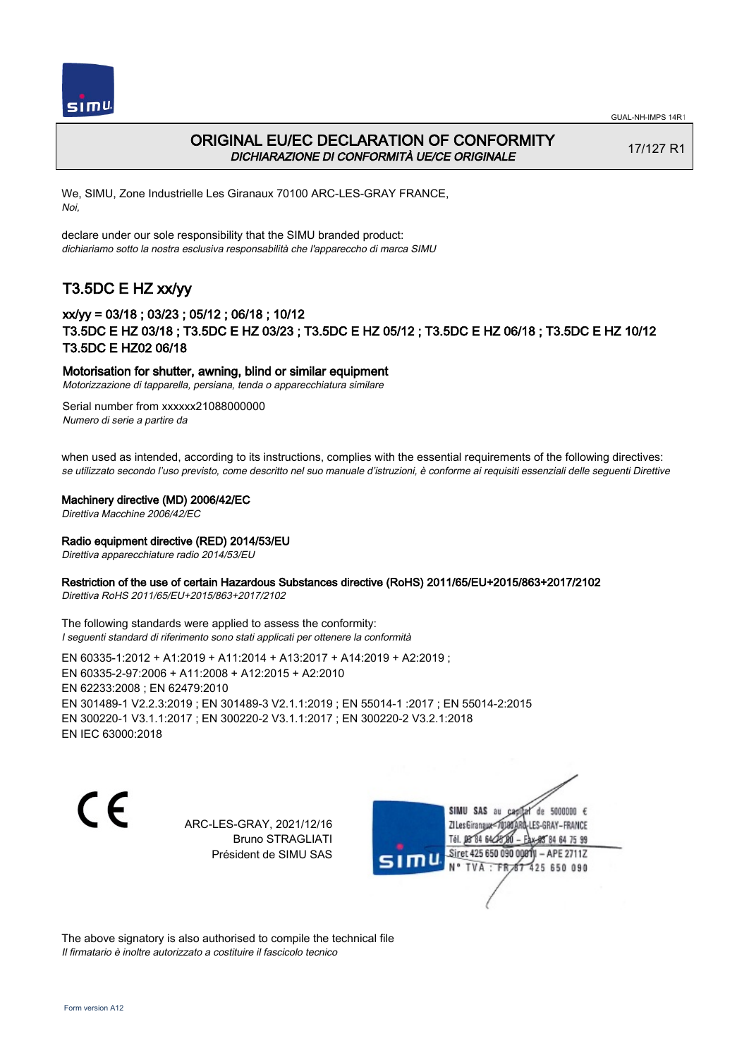# ORIGINAL EU/EC DECLARATION OF CONFORMITY

*DICHIARAZIONE DI CONFORMITÀ UE/CE ORIGINALE*

17/127 R1

We, SIMU, Zone Industrielle Les Giranaux 70100 ARC-LES-GRAY FRANCE,
*Noi,*

declare under our sole responsibility that the SIMU branded product:
*dichiariamo sotto la nostra esclusiva responsabilità che l'apparecchio di marca SIMU*

## T3.5DC E HZ xx/yy

### xx/yy = 03/18 ; 03/23 ; 05/12 ; 06/18 ; 10/12
### T3.5DC E HZ 03/18 ; T3.5DC E HZ 03/23 ; T3.5DC E HZ 05/12 ; T3.5DC E HZ 06/18 ; T3.5DC E HZ 10/12 T3.5DC E HZ02 06/18

**Motorisation for shutter, awning, blind or similar equipment**
*Motorizzazione di tapparella, persiana, tenda o apparecchiatura similare*

Serial number from xxxxxx21088000000
*Numero di serie a partire da*

when used as intended, according to its instructions, complies with the essential requirements of the following directives:
*se utilizzato secondo l'uso previsto, come descritto nel suo manuale d'istruzioni, è conforme ai requisiti essenziali delle seguenti Direttive*

**Machinery directive (MD) 2006/42/EC**
*Direttiva Macchine 2006/42/EC*

**Radio equipment directive (RED) 2014/53/EU**
*Direttiva apparecchiature radio 2014/53/EU*

**Restriction of the use of certain Hazardous Substances directive (RoHS) 2011/65/EU+2015/863+2017/2102**
*Direttiva RoHS 2011/65/EU+2015/863+2017/2102*

The following standards were applied to assess the conformity:
*I seguenti standard di riferimento sono stati applicati per ottenere la conformità*

EN 60335-1:2012 + A1:2019 + A11:2014 + A13:2017 + A14:2019 + A2:2019 ;
EN 60335-2-97:2006 + A11:2008 + A12:2015 + A2:2010
EN 62233:2008 ; EN 62479:2010
EN 301489-1 V2.2.3:2019 ; EN 301489-3 V2.1.1:2019 ; EN 55014-1 :2017 ; EN 55014-2:2015
EN 300220-1 V3.1.1:2017 ; EN 300220-2 V3.1.1:2017 ; EN 300220-2 V3.2.1:2018
EN IEC 63000:2018

CE

ARC-LES-GRAY, 2021/12/16
Bruno STRAGLIATI
Président de SIMU SAS

SIMU SAS au capital de 5000000 €
ZI Les Giranaux 70100 ARC-LES-GRAY – FRANCE
Tél. 03 84 64 75 00 – Fax 03 84 64 75 99
Siret 425 650 090 00011 – APE 2711Z
N° TVA : FR 87 425 650 090

The above signatory is also authorised to compile the technical file
*Il firmatario è inoltre autorizzato a costituire il fascicolo tecnico*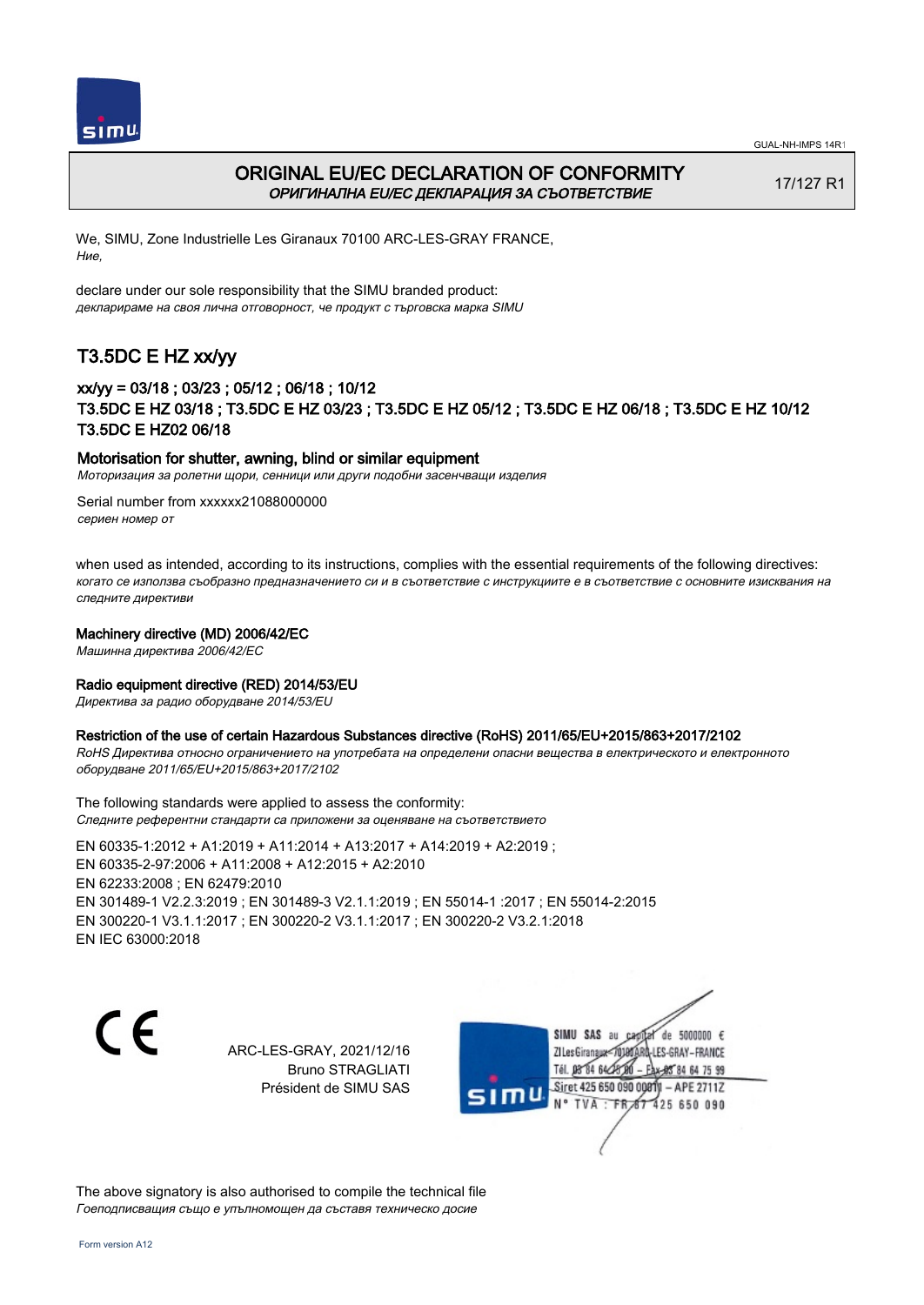GUAL-NH-IMPS 14R1

# ORIGINAL EU/EC DECLARATION OF CONFORMITY
*ОРИГИНАЛНА EU/EC ДЕКЛАРАЦИЯ ЗА СЪОТВЕТСТВИЕ*

17/127 R1

We, SIMU, Zone Industrielle Les Giranaux 70100 ARC-LES-GRAY FRANCE,
*Ние,*

declare under our sole responsibility that the SIMU branded product:
*декларираме на своя лична отговорност, че продукт с търговска марка SIMU*

## T3.5DC E HZ xx/yy

### xx/yy = 03/18 ; 03/23 ; 05/12 ; 06/18 ; 10/12
### T3.5DC E HZ 03/18 ; T3.5DC E HZ 03/23 ; T3.5DC E HZ 05/12 ; T3.5DC E HZ 06/18 ; T3.5DC E HZ 10/12 T3.5DC E HZ02 06/18

**Motorisation for shutter, awning, blind or similar equipment**
*Моторизация за ролетни щори, сенници или други подобни засенчващи изделия*

Serial number from xxxxxx21088000000
*сериен номер от*

when used as intended, according to its instructions, complies with the essential requirements of the following directives:
*когато се използва съобразно предназначението си и в съответствие с инструкциите е в съответствие с основните изисквания на следните директиви*

**Machinery directive (MD) 2006/42/EC**
*Машинна директива 2006/42/EC*

**Radio equipment directive (RED) 2014/53/EU**
*Директива за радио оборудване 2014/53/EU*

**Restriction of the use of certain Hazardous Substances directive (RoHS) 2011/65/EU+2015/863+2017/2102**
*RoHS Директива относно ограничението на употребата на определени опасни вещества в електрическото и електронното оборудване 2011/65/EU+2015/863+2017/2102*

The following standards were applied to assess the conformity:
*Следните референтни стандарти са приложени за оценяване на съответствието*

EN 60335-1:2012 + A1:2019 + A11:2014 + A13:2017 + A14:2019 + A2:2019 ;
EN 60335-2-97:2006 + A11:2008 + A12:2015 + A2:2010
EN 62233:2008 ; EN 62479:2010
EN 301489-1 V2.2.3:2019 ; EN 301489-3 V2.1.1:2019 ; EN 55014-1 :2017 ; EN 55014-2:2015
EN 300220-1 V3.1.1:2017 ; EN 300220-2 V3.1.1:2017 ; EN 300220-2 V3.2.1:2018
EN IEC 63000:2018

CE

ARC-LES-GRAY, 2021/12/16
Bruno STRAGLIATI
Président de SIMU SAS

SIMU SAS au capital de 5000000 €
ZI Les Giranaux 70100 ARC-LES-GRAY – FRANCE
Tél. 03 84 64 75 00 – Fax 03 84 64 75 99
Siret 425 650 090 00011 – APE 2711Z
N° TVA : FR 67 425 650 090

The above signatory is also authorised to compile the technical file
*Гоеподписващия също е упълномощен да съставя техническо досие*

Form version A12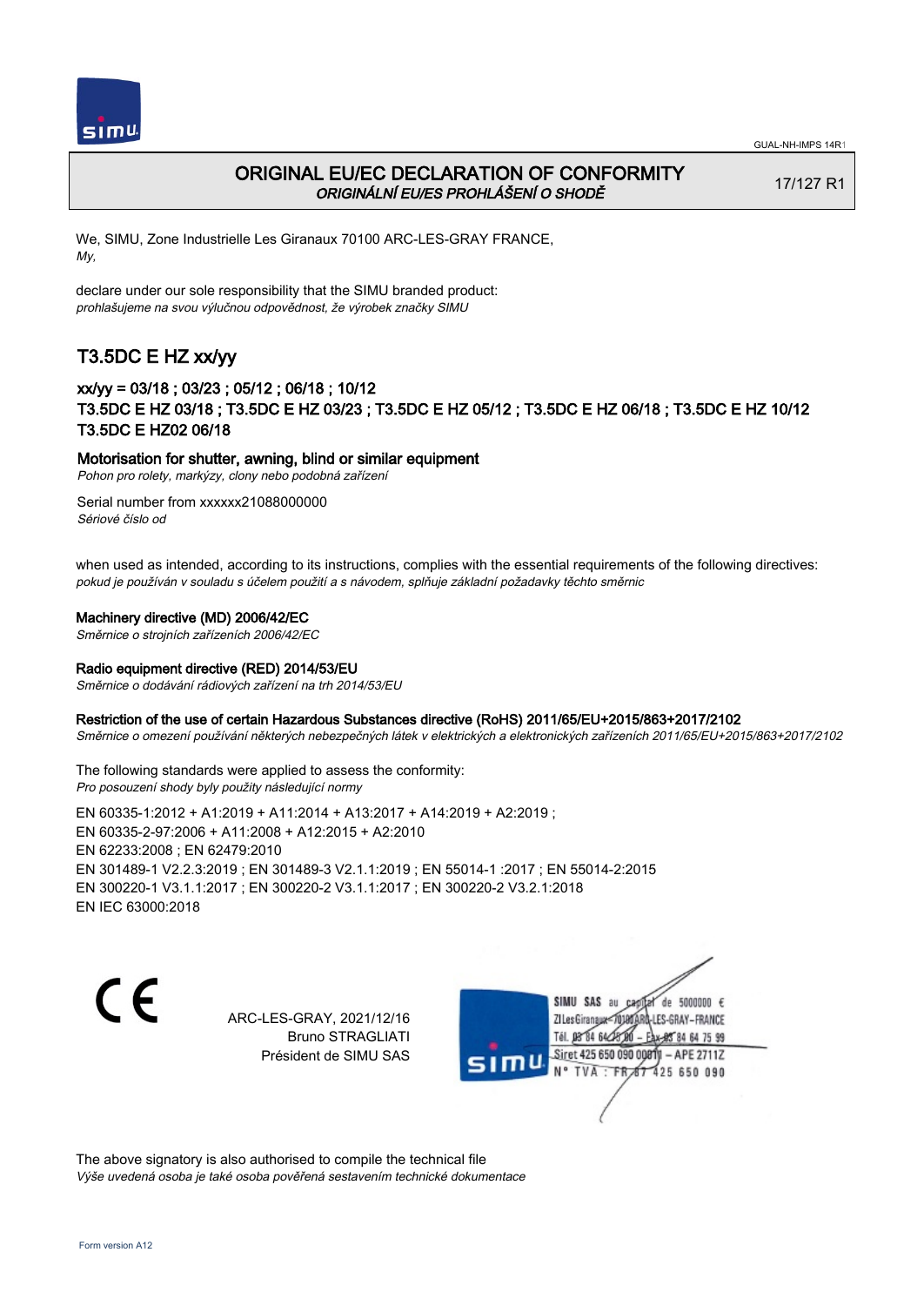GUAL-NH-IMPS 14R1

# ORIGINAL EU/EC DECLARATION OF CONFORMITY
*ORIGINÁLNÍ EU/ES PROHLÁŠENÍ O SHODĚ*

17/127 R1

We, SIMU, Zone Industrielle Les Giranaux 70100 ARC-LES-GRAY FRANCE,
*My,*

declare under our sole responsibility that the SIMU branded product:
*prohlašujeme na svou výlučnou odpovědnost, že výrobek značky SIMU*

## T3.5DC E HZ xx/yy

### xx/yy = 03/18 ; 03/23 ; 05/12 ; 06/18 ; 10/12
### T3.5DC E HZ 03/18 ; T3.5DC E HZ 03/23 ; T3.5DC E HZ 05/12 ; T3.5DC E HZ 06/18 ; T3.5DC E HZ 10/12 T3.5DC E HZ02 06/18

**Motorisation for shutter, awning, blind or similar equipment**
*Pohon pro rolety, markýzy, clony nebo podobná zařízení*

Serial number from xxxxxx21088000000
*Sériové číslo od*

when used as intended, according to its instructions, complies with the essential requirements of the following directives:
*pokud je používán v souladu s účelem použití a s návodem, splňuje základní požadavky těchto směrnic*

**Machinery directive (MD) 2006/42/EC**
*Směrnice o strojních zařízeních 2006/42/EC*

**Radio equipment directive (RED) 2014/53/EU**
*Směrnice o dodávání rádiových zařízení na trh 2014/53/EU*

**Restriction of the use of certain Hazardous Substances directive (RoHS) 2011/65/EU+2015/863+2017/2102**
*Směrnice o omezení používání některých nebezpečných látek v elektrických a elektronických zařízeních 2011/65/EU+2015/863+2017/2102*

The following standards were applied to assess the conformity:
*Pro posouzení shody byly použity následující normy*

EN 60335-1:2012 + A1:2019 + A11:2014 + A13:2017 + A14:2019 + A2:2019 ;
EN 60335-2-97:2006 + A11:2008 + A12:2015 + A2:2010
EN 62233:2008 ; EN 62479:2010
EN 301489-1 V2.2.3:2019 ; EN 301489-3 V2.1.1:2019 ; EN 55014-1 :2017 ; EN 55014-2:2015
EN 300220-1 V3.1.1:2017 ; EN 300220-2 V3.1.1:2017 ; EN 300220-2 V3.2.1:2018
EN IEC 63000:2018

CE

ARC-LES-GRAY, 2021/12/16
Bruno STRAGLIATI
Président de SIMU SAS

SIMU SAS au capital de 5000000 €
ZI Les Giranaux 70100 ARC-LES-GRAY-FRANCE
Tél. 03 84 64 75 00 – Fax 03 84 64 75 99
Siret 425 650 090 00011 – APE 2711Z
N° TVA : FR 87 425 650 090

The above signatory is also authorised to compile the technical file
*Výše uvedená osoba je také osoba pověřená sestavením technické dokumentace*

Form version A12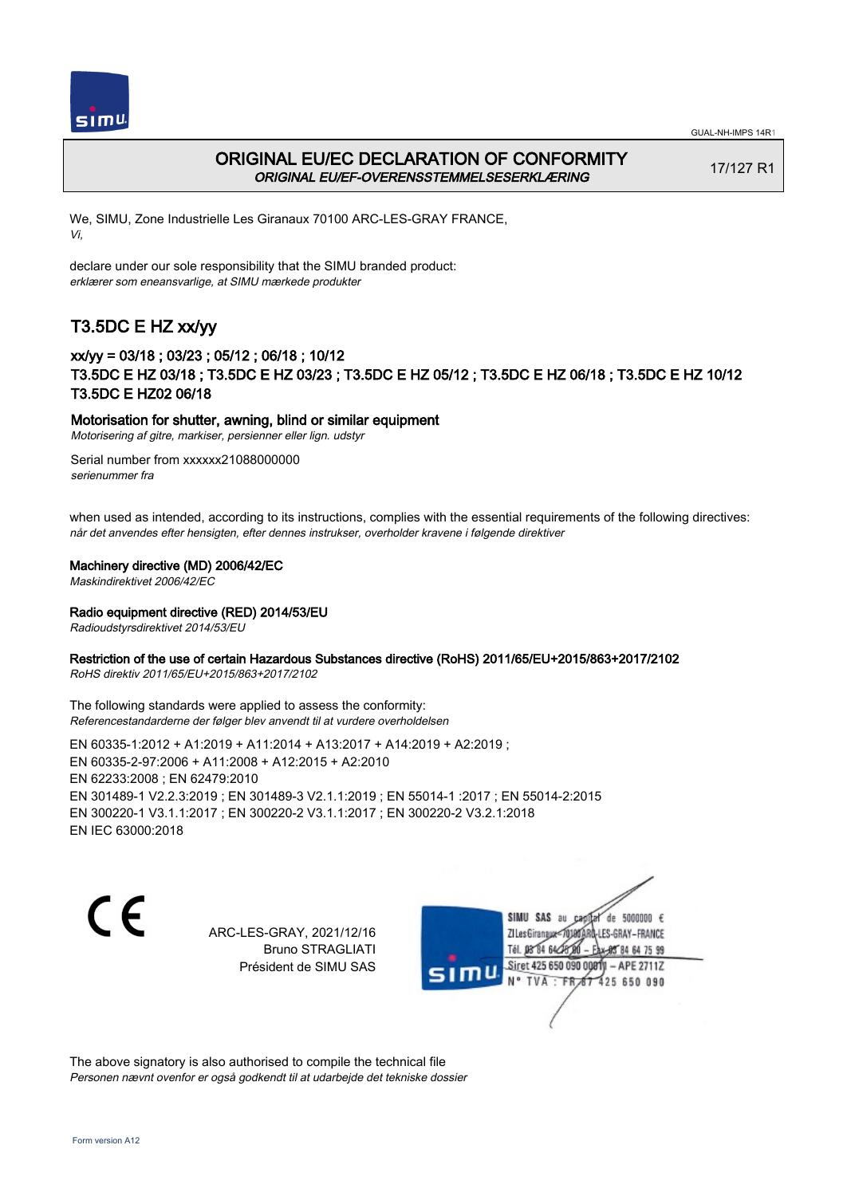# ORIGINAL EU/EC DECLARATION OF CONFORMITY

*ORIGINAL EU/EF-OVERENSSTEMMELSESERKLÆRING*

17/127 R1

We, SIMU, Zone Industrielle Les Giranaux 70100 ARC-LES-GRAY FRANCE,
*Vi,*

declare under our sole responsibility that the SIMU branded product:
*erklærer som eneansvarlige, at SIMU mærkede produkter*

## T3.5DC E HZ xx/yy

### xx/yy = 03/18 ; 03/23 ; 05/12 ; 06/18 ; 10/12
### T3.5DC E HZ 03/18 ; T3.5DC E HZ 03/23 ; T3.5DC E HZ 05/12 ; T3.5DC E HZ 06/18 ; T3.5DC E HZ 10/12 T3.5DC E HZ02 06/18

**Motorisation for shutter, awning, blind or similar equipment**
*Motorisering af gitre, markiser, persienner eller lign. udstyr*

Serial number from xxxxxx21088000000
*serienummer fra*

when used as intended, according to its instructions, complies with the essential requirements of the following directives:
*når det anvendes efter hensigten, efter dennes instrukser, overholder kravene i følgende direktiver*

**Machinery directive (MD) 2006/42/EC**
*Maskindirektivet 2006/42/EC*

**Radio equipment directive (RED) 2014/53/EU**
*Radioudstyrsdirektivet 2014/53/EU*

**Restriction of the use of certain Hazardous Substances directive (RoHS) 2011/65/EU+2015/863+2017/2102**
*RoHS direktiv 2011/65/EU+2015/863+2017/2102*

The following standards were applied to assess the conformity:
*Referencestandarderne der følger blev anvendt til at vurdere overholdelsen*

EN 60335-1:2012 + A1:2019 + A11:2014 + A13:2017 + A14:2019 + A2:2019 ;
EN 60335-2-97:2006 + A11:2008 + A12:2015 + A2:2010
EN 62233:2008 ; EN 62479:2010
EN 301489-1 V2.2.3:2019 ; EN 301489-3 V2.1.1:2019 ; EN 55014-1 :2017 ; EN 55014-2:2015
EN 300220-1 V3.1.1:2017 ; EN 300220-2 V3.1.1:2017 ; EN 300220-2 V3.2.1:2018
EN IEC 63000:2018

CE

ARC-LES-GRAY, 2021/12/16
Bruno STRAGLIATI
Président de SIMU SAS

SIMU SAS au capital de 5000000 €
ZI Les Giranaux 70100 ARC-LES-GRAY-FRANCE
Tél. 03 84 64 75 00 – Fax 03 84 64 75 99
Siret 425 650 090 00011 – APE 2711Z
N° TVA : FR 87 425 650 090

The above signatory is also authorised to compile the technical file
*Personen nævnt ovenfor er også godkendt til at udarbejde det tekniske dossier*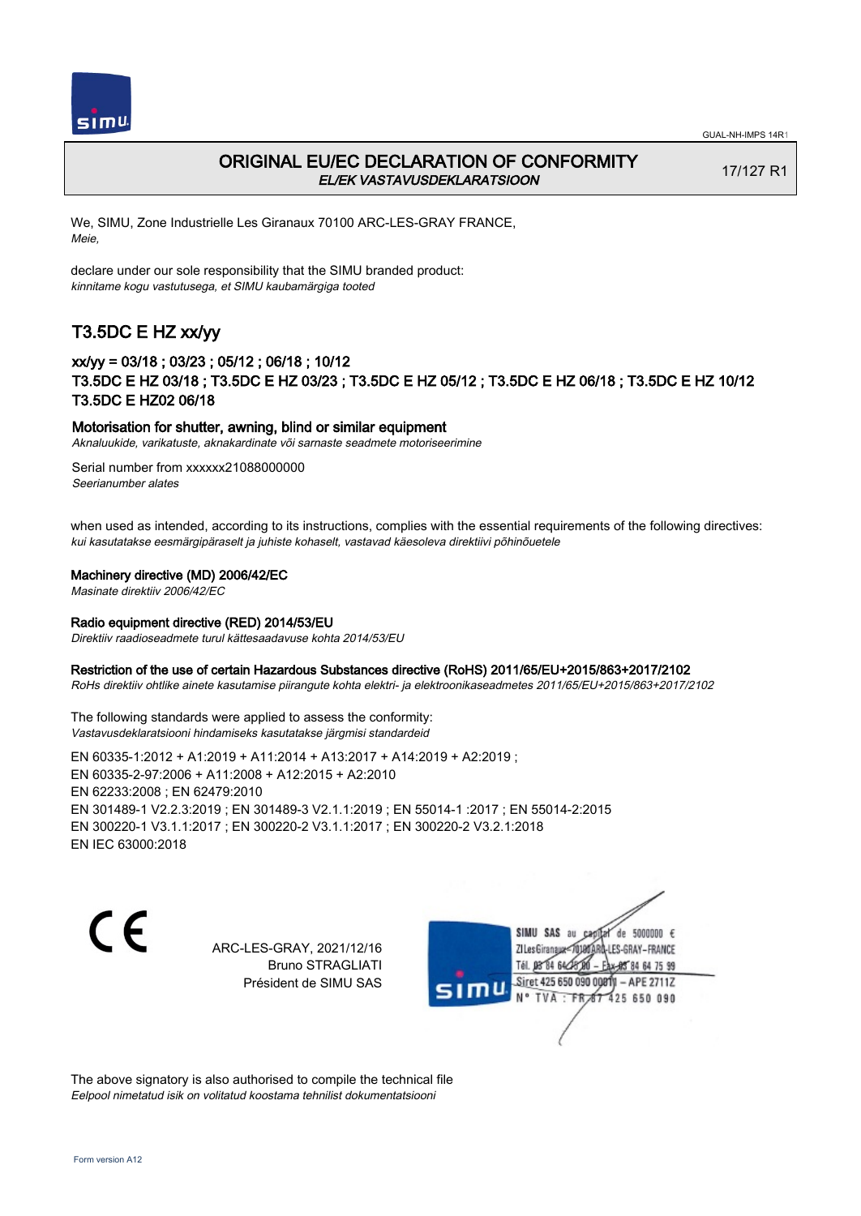GUAL-NH-IMPS 14R1

# ORIGINAL EU/EC DECLARATION OF CONFORMITY

*EL/EK VASTAVUSDEKLARATSIOON*

17/127 R1

We, SIMU, Zone Industrielle Les Giranaux 70100 ARC-LES-GRAY FRANCE,
*Meie,*

declare under our sole responsibility that the SIMU branded product:
*kinnitame kogu vastutusega, et SIMU kaubamärgiga tooted*

## T3.5DC E HZ xx/yy

### xx/yy = 03/18 ; 03/23 ; 05/12 ; 06/18 ; 10/12
### T3.5DC E HZ 03/18 ; T3.5DC E HZ 03/23 ; T3.5DC E HZ 05/12 ; T3.5DC E HZ 06/18 ; T3.5DC E HZ 10/12 T3.5DC E HZ02 06/18

**Motorisation for shutter, awning, blind or similar equipment**
*Aknaluukide, varikatuste, aknakardinate või sarnaste seadmete motoriseerimine*

Serial number from xxxxxx21088000000
*Seerianumber alates*

when used as intended, according to its instructions, complies with the essential requirements of the following directives:
*kui kasutatakse eesmärgipäraselt ja juhiste kohaselt, vastavad käesoleva direktiivi põhinõuetele*

**Machinery directive (MD) 2006/42/EC**
*Masinate direktiiv 2006/42/EC*

**Radio equipment directive (RED) 2014/53/EU**
*Direktiiv raadioseadmete turul kättesaadavuse kohta 2014/53/EU*

**Restriction of the use of certain Hazardous Substances directive (RoHS) 2011/65/EU+2015/863+2017/2102**
*RoHs direktiiv ohtlike ainete kasutamise piirangute kohta elektri- ja elektroonikaseadmetes 2011/65/EU+2015/863+2017/2102*

The following standards were applied to assess the conformity:
*Vastavusdeklaratsiooni hindamiseks kasutatakse järgmisi standardeid*

EN 60335-1:2012 + A1:2019 + A11:2014 + A13:2017 + A14:2019 + A2:2019 ;
EN 60335-2-97:2006 + A11:2008 + A12:2015 + A2:2010
EN 62233:2008 ; EN 62479:2010
EN 301489-1 V2.2.3:2019 ; EN 301489-3 V2.1.1:2019 ; EN 55014-1 :2017 ; EN 55014-2:2015
EN 300220-1 V3.1.1:2017 ; EN 300220-2 V3.1.1:2017 ; EN 300220-2 V3.2.1:2018
EN IEC 63000:2018

CE

ARC-LES-GRAY, 2021/12/16
Bruno STRAGLIATI
Président de SIMU SAS

SIMU SAS au capital de 5000000 €
ZI Les Giranaux 70100 ARC-LES-GRAY-FRANCE
Tél. 03 84 64 75 00 – Fax 03 84 64 75 99
Siret 425 650 090 00011 – APE 2711Z
N° TVA : FR 87 425 650 090

The above signatory is also authorised to compile the technical file
*Eelpool nimetatud isik on volitatud koostama tehnilist dokumentatsiooni*

Form version A12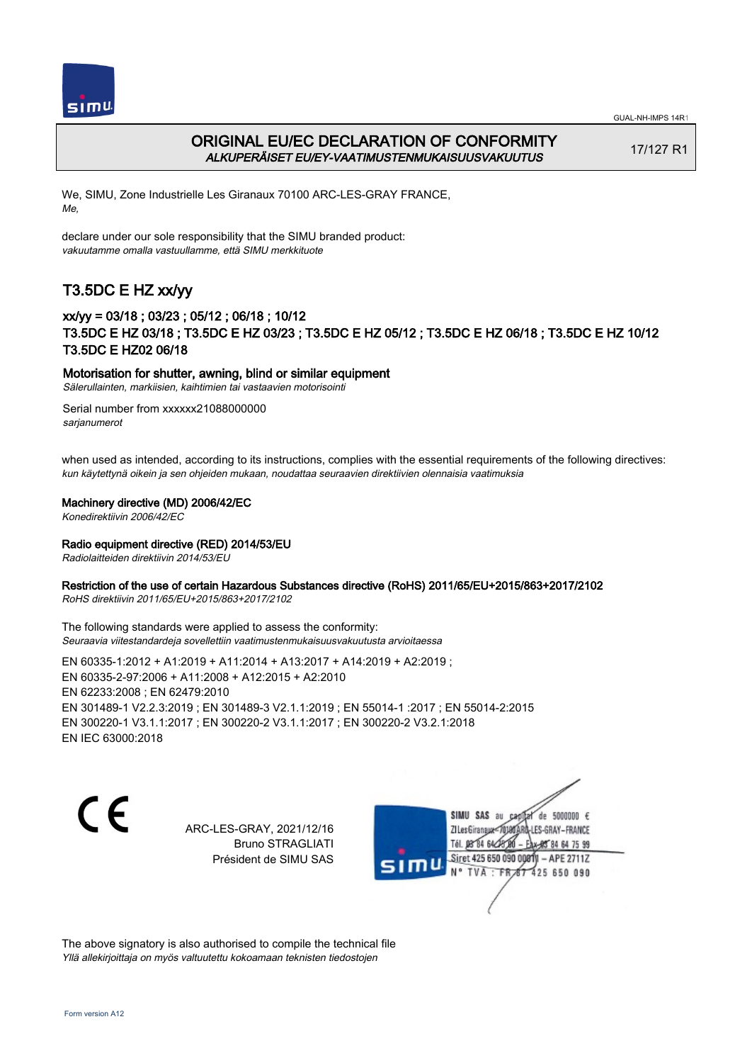# ORIGINAL EU/EC DECLARATION OF CONFORMITY
*ALKUPERÄISET EU/EY-VAATIMUSTENMUKAISUUSVAKUUTUS*

17/127 R1

We, SIMU, Zone Industrielle Les Giranaux 70100 ARC-LES-GRAY FRANCE,
*Me,*

declare under our sole responsibility that the SIMU branded product:
*vakuutamme omalla vastuullamme, että SIMU merkkituote*

## T3.5DC E HZ xx/yy

### xx/yy = 03/18 ; 03/23 ; 05/12 ; 06/18 ; 10/12
### T3.5DC E HZ 03/18 ; T3.5DC E HZ 03/23 ; T3.5DC E HZ 05/12 ; T3.5DC E HZ 06/18 ; T3.5DC E HZ 10/12 T3.5DC E HZ02 06/18

**Motorisation for shutter, awning, blind or similar equipment**
*Sälerullainten, markiisien, kaihtimien tai vastaavien motorisointi*

Serial number from xxxxxx21088000000
*sarjanumerot*

when used as intended, according to its instructions, complies with the essential requirements of the following directives:
*kun käytettynä oikein ja sen ohjeiden mukaan, noudattaa seuraavien direktiivien olennaisia vaatimuksia*

**Machinery directive (MD) 2006/42/EC**
*Konedirektiivin 2006/42/EC*

**Radio equipment directive (RED) 2014/53/EU**
*Radiolaitteiden direktiivin 2014/53/EU*

**Restriction of the use of certain Hazardous Substances directive (RoHS) 2011/65/EU+2015/863+2017/2102**
*RoHS direktiivin 2011/65/EU+2015/863+2017/2102*

The following standards were applied to assess the conformity:
*Seuraavia viitestandardeja sovellettiin vaatimustenmukaisuusvakuutusta arvioitaessa*

EN 60335-1:2012 + A1:2019 + A11:2014 + A13:2017 + A14:2019 + A2:2019 ;
EN 60335-2-97:2006 + A11:2008 + A12:2015 + A2:2010
EN 62233:2008 ; EN 62479:2010
EN 301489-1 V2.2.3:2019 ; EN 301489-3 V2.1.1:2019 ; EN 55014-1 :2017 ; EN 55014-2:2015
EN 300220-1 V3.1.1:2017 ; EN 300220-2 V3.1.1:2017 ; EN 300220-2 V3.2.1:2018
EN IEC 63000:2018

ARC-LES-GRAY, 2021/12/16
Bruno STRAGLIATI
Président de SIMU SAS

SIMU SAS au capital de 5000000 €
ZI Les Giranaux 70100 ARC-LES-GRAY-FRANCE
Tél. 03 84 64 75 00 – Fax 03 84 64 75 99
Siret 425 650 090 00011 – APE 2711Z
N° TVA : FR 87 425 650 090

The above signatory is also authorised to compile the technical file
*Yllä allekirjoittaja on myös valtuutettu kokoamaan teknisten tiedostojen*

Form version A12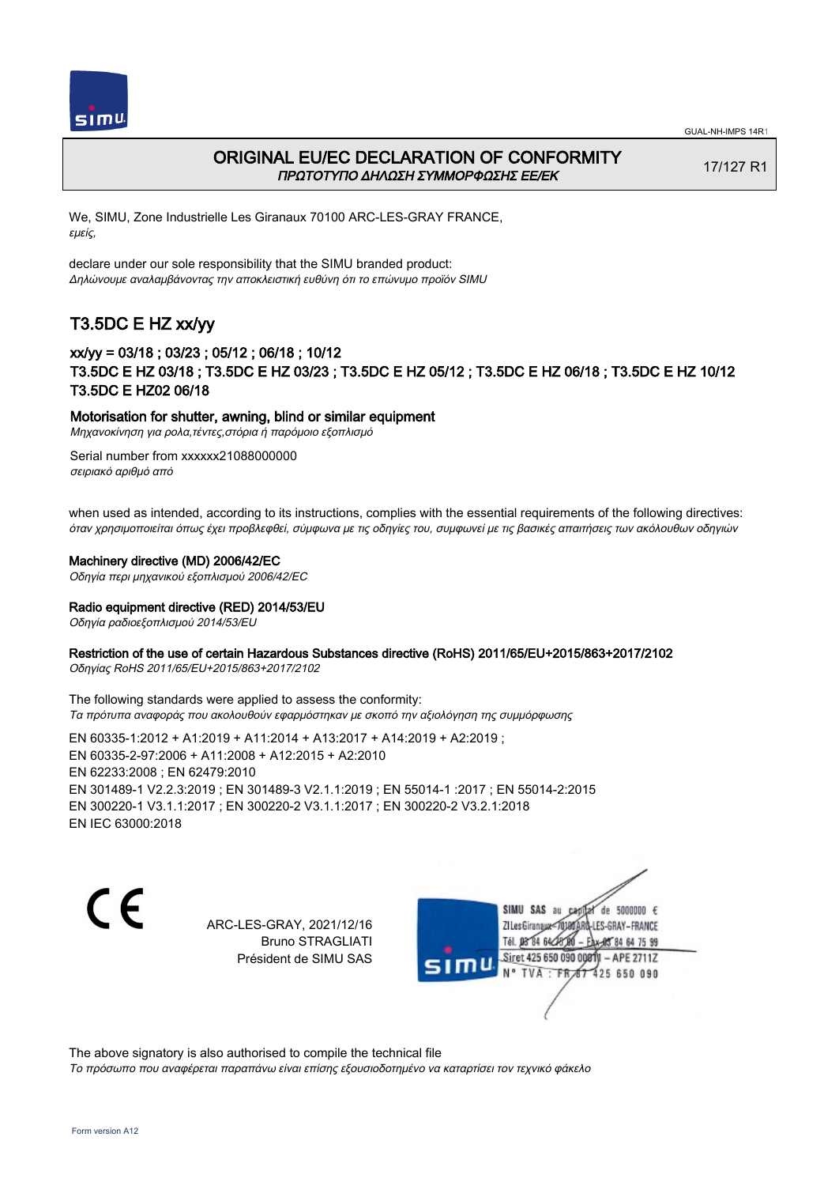# ORIGINAL EU/EC DECLARATION OF CONFORMITY
*ΠΡΩΤΟΤΥΠΟ ΔΗΛΩΣΗ ΣΥΜΜΟΡΦΩΣΗΣ ΕΕ/ΕΚ*

17/127 R1

We, SIMU, Zone Industrielle Les Giranaux 70100 ARC-LES-GRAY FRANCE,
*εμείς,*

declare under our sole responsibility that the SIMU branded product:
*Δηλώνουμε αναλαμβάνοντας την αποκλειστική ευθύνη ότι το επώνυμο προϊόν SIMU*

## T3.5DC E HZ xx/yy

### xx/yy = 03/18 ; 03/23 ; 05/12 ; 06/18 ; 10/12
### T3.5DC E HZ 03/18 ; T3.5DC E HZ 03/23 ; T3.5DC E HZ 05/12 ; T3.5DC E HZ 06/18 ; T3.5DC E HZ 10/12 T3.5DC E HZ02 06/18

**Motorisation for shutter, awning, blind or similar equipment**
*Μηχανοκίνηση για ρολα,τέντες,στόρια ή παρόμοιο εξοπλισμό*

Serial number from xxxxxx21088000000
*σειριακό αριθμό από*

when used as intended, according to its instructions, complies with the essential requirements of the following directives:
*όταν χρησιμοποιείται όπως έχει προβλεφθεί, σύμφωνα με τις οδηγίες του, συμφωνεί με τις βασικές απαιτήσεις των ακόλουθων οδηγιών*

**Machinery directive (MD) 2006/42/EC**
*Οδηγία περι μηχανικού εξοπλισμού 2006/42/EC*

**Radio equipment directive (RED) 2014/53/EU**
*Οδηγία ραδιοεξοπλισμού 2014/53/EU*

**Restriction of the use of certain Hazardous Substances directive (RoHS) 2011/65/EU+2015/863+2017/2102**
*Οδηγίας RoHS 2011/65/EU+2015/863+2017/2102*

The following standards were applied to assess the conformity:
*Τα πρότυπα αναφοράς που ακολουθούν εφαρμόστηκαν με σκοπό την αξιολόγηση της συμμόρφωσης*

EN 60335-1:2012 + A1:2019 + A11:2014 + A13:2017 + A14:2019 + A2:2019 ;
EN 60335-2-97:2006 + A11:2008 + A12:2015 + A2:2010
EN 62233:2008 ; EN 62479:2010
EN 301489-1 V2.2.3:2019 ; EN 301489-3 V2.1.1:2019 ; EN 55014-1 :2017 ; EN 55014-2:2015
EN 300220-1 V3.1.1:2017 ; EN 300220-2 V3.1.1:2017 ; EN 300220-2 V3.2.1:2018
EN IEC 63000:2018

CE

ARC-LES-GRAY, 2021/12/16
Bruno STRAGLIATI
Président de SIMU SAS

SIMU SAS au capital de 5000000 €
ZI Les Giranaux 70100 ARC-LES-GRAY-FRANCE
Tél. 03 84 64 75 00 – Fax 03 84 64 75 99
Siret 425 650 090 00011 – APE 2711Z
N° TVA : FR 87 425 650 090

The above signatory is also authorised to compile the technical file
*Το πρόσωπο που αναφέρεται παραπάνω είναι επίσης εξουσιοδοτημένο να καταρτίσει τον τεχνικό φάκελο*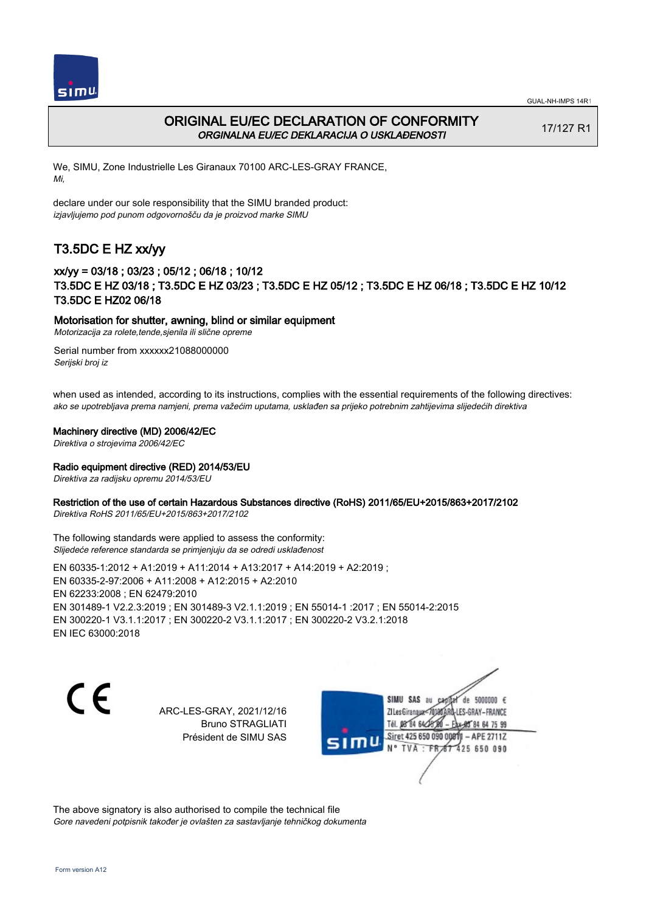# ORIGINAL EU/EC DECLARATION OF CONFORMITY
*ORGINALNA EU/EC DEKLARACIJA O USKLAĐENOSTI*

17/127 R1

We, SIMU, Zone Industrielle Les Giranaux 70100 ARC-LES-GRAY FRANCE,
*Mi,*

declare under our sole responsibility that the SIMU branded product:
*izjavljujemo pod punom odgovornošču da je proizvod marke SIMU*

## T3.5DC E HZ xx/yy

### xx/yy = 03/18 ; 03/23 ; 05/12 ; 06/18 ; 10/12
### T3.5DC E HZ 03/18 ; T3.5DC E HZ 03/23 ; T3.5DC E HZ 05/12 ; T3.5DC E HZ 06/18 ; T3.5DC E HZ 10/12 T3.5DC E HZ02 06/18

**Motorisation for shutter, awning, blind or similar equipment**
*Motorizacija za rolete,tende,sjenila ili slične opreme*

Serial number from xxxxxx21088000000
*Serijski broj iz*

when used as intended, according to its instructions, complies with the essential requirements of the following directives:
*ako se upotrebljava prema namjeni, prema važećim uputama, usklađen sa prijeko potrebnim zahtijevima slijedećih direktiva*

**Machinery directive (MD) 2006/42/EC**
*Direktiva o strojevima 2006/42/EC*

**Radio equipment directive (RED) 2014/53/EU**
*Direktiva za radijsku opremu 2014/53/EU*

**Restriction of the use of certain Hazardous Substances directive (RoHS) 2011/65/EU+2015/863+2017/2102**
*Direktiva RoHS 2011/65/EU+2015/863+2017/2102*

The following standards were applied to assess the conformity:
*Slijedeće reference standarda se primjenjuju da se odredi usklađenost*

EN 60335-1:2012 + A1:2019 + A11:2014 + A13:2017 + A14:2019 + A2:2019 ;
EN 60335-2-97:2006 + A11:2008 + A12:2015 + A2:2010
EN 62233:2008 ; EN 62479:2010
EN 301489-1 V2.2.3:2019 ; EN 301489-3 V2.1.1:2019 ; EN 55014-1 :2017 ; EN 55014-2:2015
EN 300220-1 V3.1.1:2017 ; EN 300220-2 V3.1.1:2017 ; EN 300220-2 V3.2.1:2018
EN IEC 63000:2018

CE

ARC-LES-GRAY, 2021/12/16
Bruno STRAGLIATI
Président de SIMU SAS

SIMU SAS au capital de 5000000 €
ZI Les Giranaux 70100 ARC-LES-GRAY-FRANCE
Tél. 03 84 64 75 00 – Fax 03 84 64 75 99
Siret 425 650 090 00011 – APE 2711Z
N° TVA : FR 87 425 650 090

The above signatory is also authorised to compile the technical file
*Gore navedeni potpisnik također je ovlašten za sastavljanje tehničkog dokumenta*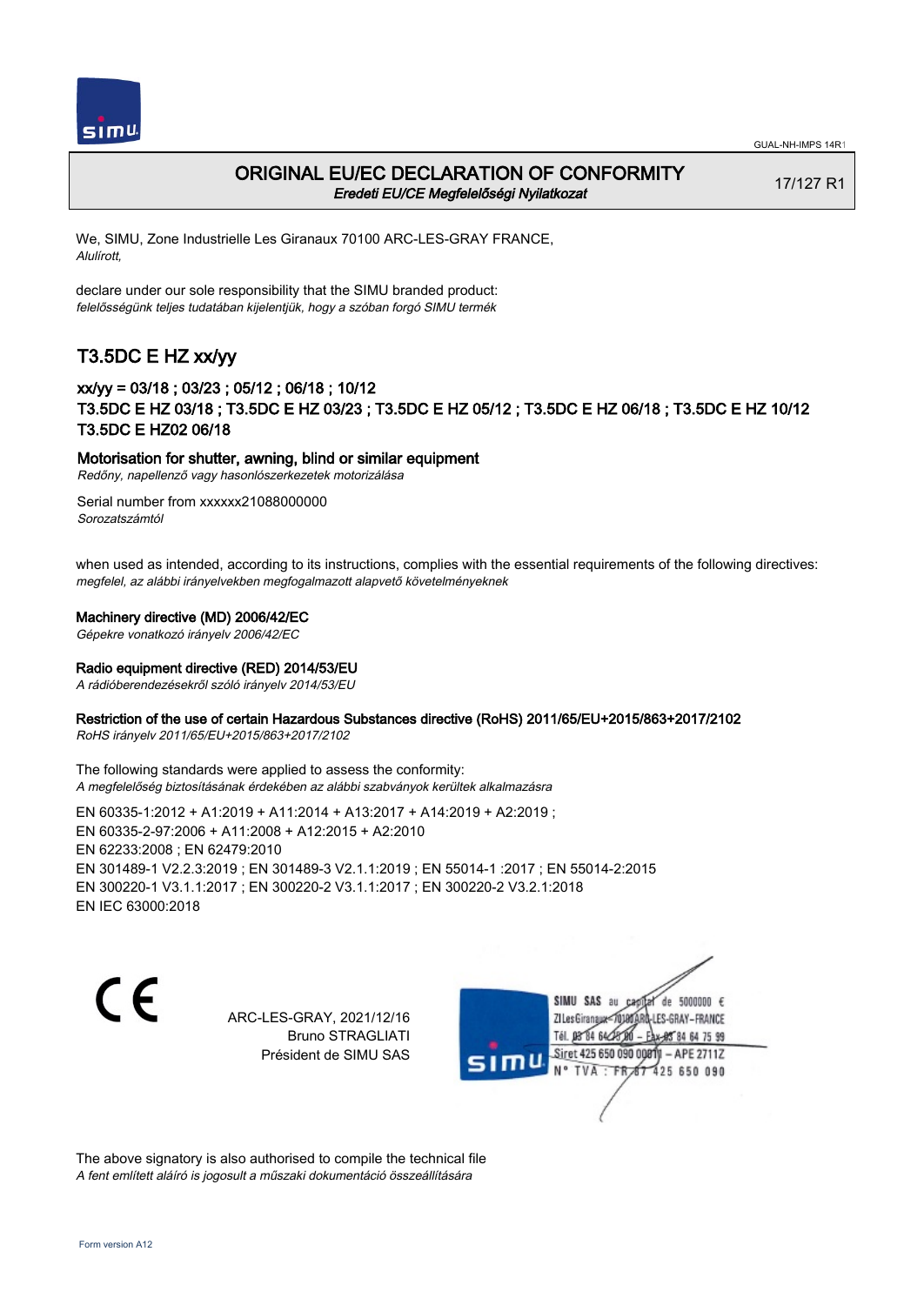GUAL-NH-IMPS 14R1

# ORIGINAL EU/EC DECLARATION OF CONFORMITY

*Eredeti EU/CE Megfelelőségi Nyilatkozat*

17/127 R1

We, SIMU, Zone Industrielle Les Giranaux 70100 ARC-LES-GRAY FRANCE,
*Alulírott,*

declare under our sole responsibility that the SIMU branded product:
*felelősségünk teljes tudatában kijelentjük, hogy a szóban forgó SIMU termék*

## T3.5DC E HZ xx/yy

### xx/yy = 03/18 ; 03/23 ; 05/12 ; 06/18 ; 10/12
### T3.5DC E HZ 03/18 ; T3.5DC E HZ 03/23 ; T3.5DC E HZ 05/12 ; T3.5DC E HZ 06/18 ; T3.5DC E HZ 10/12 T3.5DC E HZ02 06/18

**Motorisation for shutter, awning, blind or similar equipment**
*Redőny, napellenző vagy hasonlószerkezetek motorizálása*

Serial number from xxxxxx21088000000
*Sorozatszámtól*

when used as intended, according to its instructions, complies with the essential requirements of the following directives:
*megfelel, az alábbi irányelvekben megfogalmazott alapvető követelményeknek*

**Machinery directive (MD) 2006/42/EC**
*Gépekre vonatkozó irányelv 2006/42/EC*

**Radio equipment directive (RED) 2014/53/EU**
*A rádióberendezésekről szóló irányelv 2014/53/EU*

**Restriction of the use of certain Hazardous Substances directive (RoHS) 2011/65/EU+2015/863+2017/2102**
*RoHS irányelv 2011/65/EU+2015/863+2017/2102*

The following standards were applied to assess the conformity:
*A megfelelőség biztosításának érdekében az alábbi szabványok kerültek alkalmazásra*

EN 60335-1:2012 + A1:2019 + A11:2014 + A13:2017 + A14:2019 + A2:2019 ;
EN 60335-2-97:2006 + A11:2008 + A12:2015 + A2:2010
EN 62233:2008 ; EN 62479:2010
EN 301489-1 V2.2.3:2019 ; EN 301489-3 V2.1.1:2019 ; EN 55014-1 :2017 ; EN 55014-2:2015
EN 300220-1 V3.1.1:2017 ; EN 300220-2 V3.1.1:2017 ; EN 300220-2 V3.2.1:2018
EN IEC 63000:2018

CE

ARC-LES-GRAY, 2021/12/16
Bruno STRAGLIATI
Président de SIMU SAS

SIMU SAS au capital de 5000000 €
ZI Les Giranaux 70100 ARC-LES-GRAY-FRANCE
Tél. 03 84 64 75 00 – Fax 03 84 64 75 99
Siret 425 650 090 00011 – APE 2711Z
N° TVA : FR 87 425 650 090

The above signatory is also authorised to compile the technical file
*A fent említett aláíró is jogosult a műszaki dokumentáció összeállítására*

Form version A12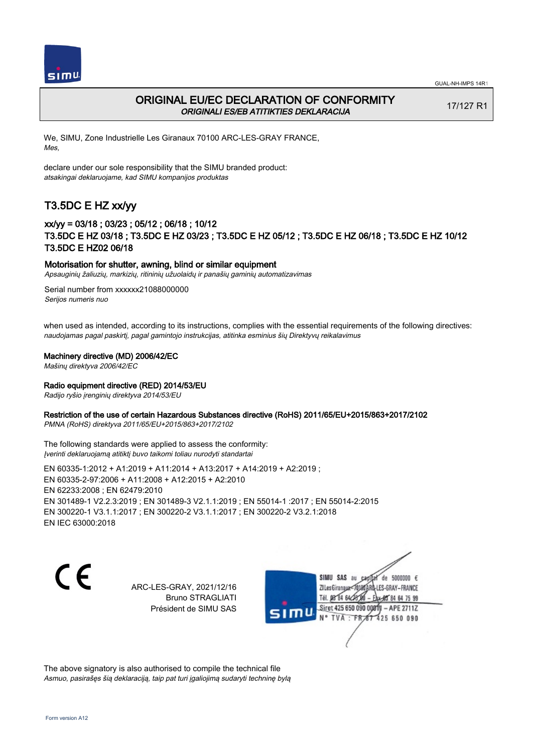GUAL-NH-IMPS 14R1

# ORIGINAL EU/EC DECLARATION OF CONFORMITY
*ORIGINALI ES/EB ATITIKTIES DEKLARACIJA*

17/127 R1

We, SIMU, Zone Industrielle Les Giranaux 70100 ARC-LES-GRAY FRANCE,
*Mes,*

declare under our sole responsibility that the SIMU branded product:
*atsakingai deklaruojame, kad SIMU kompanijos produktas*

## T3.5DC E HZ xx/yy

### xx/yy = 03/18 ; 03/23 ; 05/12 ; 06/18 ; 10/12
### T3.5DC E HZ 03/18 ; T3.5DC E HZ 03/23 ; T3.5DC E HZ 05/12 ; T3.5DC E HZ 06/18 ; T3.5DC E HZ 10/12 T3.5DC E HZ02 06/18

**Motorisation for shutter, awning, blind or similar equipment**
*Apsauginių žaliuzių, markizių, ritininių užuolaidų ir panašių gaminių automatizavimas*

Serial number from xxxxxx21088000000
*Serijos numeris nuo*

when used as intended, according to its instructions, complies with the essential requirements of the following directives:
*naudojamas pagal paskirtį, pagal gamintojo instrukcijas, atitinka esminius šių Direktyvų reikalavimus*

**Machinery directive (MD) 2006/42/EC**
*Mašinų direktyva 2006/42/EC*

**Radio equipment directive (RED) 2014/53/EU**
*Radijo ryšio įrenginių direktyva 2014/53/EU*

**Restriction of the use of certain Hazardous Substances directive (RoHS) 2011/65/EU+2015/863+2017/2102**
*PMNA (RoHS) direktyva 2011/65/EU+2015/863+2017/2102*

The following standards were applied to assess the conformity:
*Įverinti deklaruojamą atitiktį buvo taikomi toliau nurodyti standartai*

EN 60335-1:2012 + A1:2019 + A11:2014 + A13:2017 + A14:2019 + A2:2019 ;
EN 60335-2-97:2006 + A11:2008 + A12:2015 + A2:2010
EN 62233:2008 ; EN 62479:2010
EN 301489-1 V2.2.3:2019 ; EN 301489-3 V2.1.1:2019 ; EN 55014-1 :2017 ; EN 55014-2:2015
EN 300220-1 V3.1.1:2017 ; EN 300220-2 V3.1.1:2017 ; EN 300220-2 V3.2.1:2018
EN IEC 63000:2018

CE

ARC-LES-GRAY, 2021/12/16
Bruno STRAGLIATI
Président de SIMU SAS

SIMU SAS au capital de 5000000 €
ZI Les Giranaux 70100 ARC-LES-GRAY-FRANCE
Tél. 03 84 64 75 00 – Fax 03 84 64 75 99
Siret 425 650 090 00011 – APE 2711Z
N° TVA : FR 87 425 650 090

The above signatory is also authorised to compile the technical file
*Asmuo, pasirašęs šią deklaraciją, taip pat turi įgaliojimą sudaryti techninę bylą*

Form version A12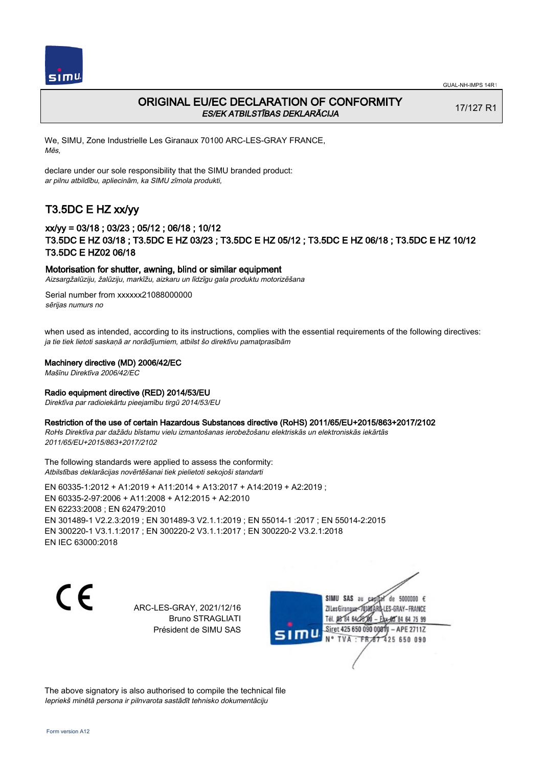# ORIGINAL EU/EC DECLARATION OF CONFORMITY

*ES/EK ATBILSTĪBAS DEKLARĀCIJA*

17/127 R1

We, SIMU, Zone Industrielle Les Giranaux 70100 ARC-LES-GRAY FRANCE,
*Mēs,*

declare under our sole responsibility that the SIMU branded product:
*ar pilnu atbildību, apliecinām, ka SIMU zīmola produkti,*

## T3.5DC E HZ xx/yy

### xx/yy = 03/18 ; 03/23 ; 05/12 ; 06/18 ; 10/12
### T3.5DC E HZ 03/18 ; T3.5DC E HZ 03/23 ; T3.5DC E HZ 05/12 ; T3.5DC E HZ 06/18 ; T3.5DC E HZ 10/12 T3.5DC E HZ02 06/18

**Motorisation for shutter, awning, blind or similar equipment**
*Aizsargžalūziju, žalūziju, markīžu, aizkaru un līdzīgu gala produktu motorizēšana*

Serial number from xxxxxx21088000000
*sērijas numurs no*

when used as intended, according to its instructions, complies with the essential requirements of the following directives:
*ja tie tiek lietoti saskaņā ar norādījumiem, atbilst šo direktīvu pamatprasībām*

**Machinery directive (MD) 2006/42/EC**
*Mašīnu Direktīva 2006/42/EC*

**Radio equipment directive (RED) 2014/53/EU**
*Direktīva par radioiekārtu pieejamību tirgū 2014/53/EU*

**Restriction of the use of certain Hazardous Substances directive (RoHS) 2011/65/EU+2015/863+2017/2102**
*RoHS Direktīva par dažādu bīstamu vielu izmantošanas ierobežošanu elektriskās un elektroniskās iekārtās 2011/65/EU+2015/863+2017/2102*

The following standards were applied to assess the conformity:
*Atbilstības deklarācijas novērtēšanai tiek pielietoti sekojoši standarti*

EN 60335-1:2012 + A1:2019 + A11:2014 + A13:2017 + A14:2019 + A2:2019 ;
EN 60335-2-97:2006 + A11:2008 + A12:2015 + A2:2010
EN 62233:2008 ; EN 62479:2010
EN 301489-1 V2.2.3:2019 ; EN 301489-3 V2.1.1:2019 ; EN 55014-1 :2017 ; EN 55014-2:2015
EN 300220-1 V3.1.1:2017 ; EN 300220-2 V3.1.1:2017 ; EN 300220-2 V3.2.1:2018
EN IEC 63000:2018

ARC-LES-GRAY, 2021/12/16
Bruno STRAGLIATI
Président de SIMU SAS

SIMU SAS au capital de 5000000 €
ZI Les Giranaux 70100 ARC-LES-GRAY-FRANCE
Tél. 03 84 64 75 00 – Fax 03 84 64 75 99
Siret 425 650 090 00011 – APE 2711Z
N° TVA : FR 67 425 650 090

The above signatory is also authorised to compile the technical file
*Iepriekš minētā persona ir pilnvarota sastādīt tehnisko dokumentāciju*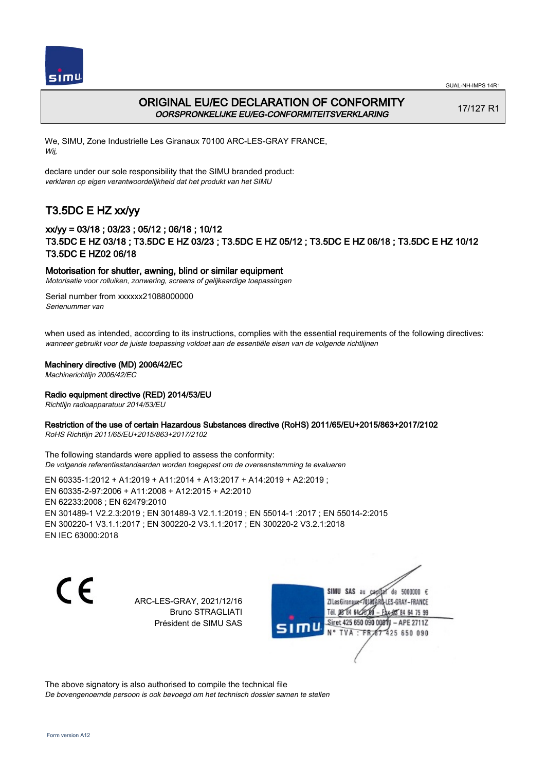# ORIGINAL EU/EC DECLARATION OF CONFORMITY

*OORSPRONKELIJKE EU/EG-CONFORMITEITSVERKLARING*

17/127 R1

We, SIMU, Zone Industrielle Les Giranaux 70100 ARC-LES-GRAY FRANCE,
*Wij,*

declare under our sole responsibility that the SIMU branded product:
*verklaren op eigen verantwoordelijkheid dat het produkt van het SIMU*

## T3.5DC E HZ xx/yy

### xx/yy = 03/18 ; 03/23 ; 05/12 ; 06/18 ; 10/12
### T3.5DC E HZ 03/18 ; T3.5DC E HZ 03/23 ; T3.5DC E HZ 05/12 ; T3.5DC E HZ 06/18 ; T3.5DC E HZ 10/12 T3.5DC E HZ02 06/18

**Motorisation for shutter, awning, blind or similar equipment**
*Motorisatie voor rolluiken, zonwering, screens of gelijkaardige toepassingen*

Serial number from xxxxxx21088000000
*Serienummer van*

when used as intended, according to its instructions, complies with the essential requirements of the following directives:
*wanneer gebruikt voor de juiste toepassing voldoet aan de essentiële eisen van de volgende richtlijnen*

**Machinery directive (MD) 2006/42/EC**
*Machinerichtlijn 2006/42/EC*

**Radio equipment directive (RED) 2014/53/EU**
*Richtlijn radioapparatuur 2014/53/EU*

**Restriction of the use of certain Hazardous Substances directive (RoHS) 2011/65/EU+2015/863+2017/2102**
*RoHS Richtlijn 2011/65/EU+2015/863+2017/2102*

The following standards were applied to assess the conformity:
*De volgende referentiestandaarden worden toegepast om de overeenstemming te evalueren*

EN 60335-1:2012 + A1:2019 + A11:2014 + A13:2017 + A14:2019 + A2:2019 ;
EN 60335-2-97:2006 + A11:2008 + A12:2015 + A2:2010
EN 62233:2008 ; EN 62479:2010
EN 301489-1 V2.2.3:2019 ; EN 301489-3 V2.1.1:2019 ; EN 55014-1 :2017 ; EN 55014-2:2015
EN 300220-1 V3.1.1:2017 ; EN 300220-2 V3.1.1:2017 ; EN 300220-2 V3.2.1:2018
EN IEC 63000:2018

CE

ARC-LES-GRAY, 2021/12/16
Bruno STRAGLIATI
Président de SIMU SAS

SIMU SAS au capital de 5000000 €
ZI Les Giranaux 70100 ARC-LES-GRAY-FRANCE
Tél. 03 84 64 75 00 – Fax 03 84 64 75 99
Siret 425 650 090 00011 – APE 2711Z
N° TVA : FR 87 425 650 090

The above signatory is also authorised to compile the technical file
*De bovengenoemde persoon is ook bevoegd om het technisch dossier samen te stellen*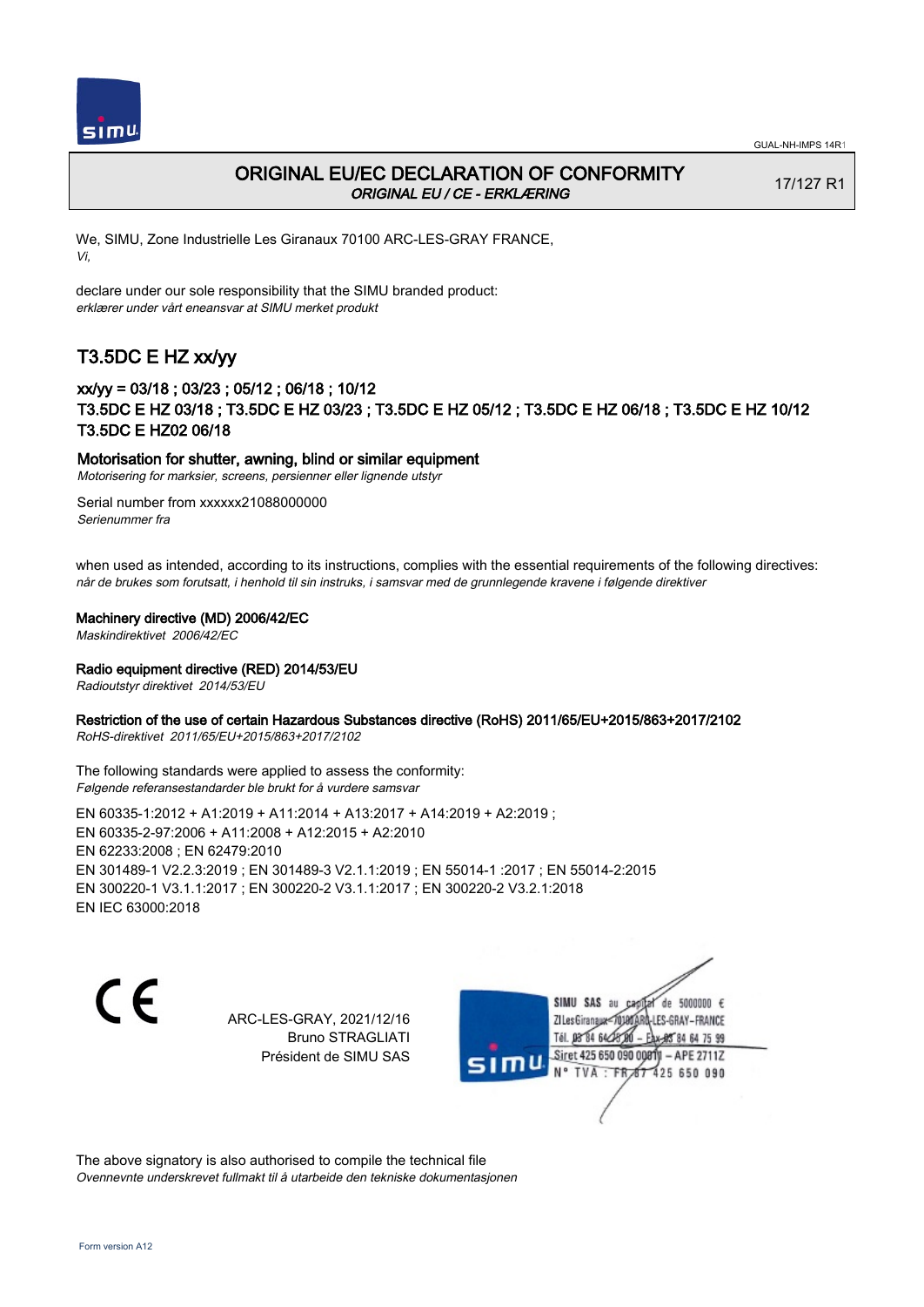GUAL-NH-IMPS 14R1

# ORIGINAL EU/EC DECLARATION OF CONFORMITY
*ORIGINAL EU / CE - ERKLÆRING*

17/127 R1

We, SIMU, Zone Industrielle Les Giranaux 70100 ARC-LES-GRAY FRANCE,
*Vi,*

declare under our sole responsibility that the SIMU branded product:
*erklærer under vårt eneansvar at SIMU merket produkt*

## T3.5DC E HZ xx/yy

### xx/yy = 03/18 ; 03/23 ; 05/12 ; 06/18 ; 10/12
### T3.5DC E HZ 03/18 ; T3.5DC E HZ 03/23 ; T3.5DC E HZ 05/12 ; T3.5DC E HZ 06/18 ; T3.5DC E HZ 10/12 T3.5DC E HZ02 06/18

**Motorisation for shutter, awning, blind or similar equipment**
*Motorisering for marksier, screens, persienner eller lignende utstyr*

Serial number from xxxxxx21088000000
*Serienummer fra*

when used as intended, according to its instructions, complies with the essential requirements of the following directives:
*når de brukes som forutsatt, i henhold til sin instruks, i samsvar med de grunnlegende kravene i følgende direktiver*

**Machinery directive (MD) 2006/42/EC**
*Maskindirektivet 2006/42/EC*

**Radio equipment directive (RED) 2014/53/EU**
*Radioutstyr direktivet 2014/53/EU*

**Restriction of the use of certain Hazardous Substances directive (RoHS) 2011/65/EU+2015/863+2017/2102**
*RoHS-direktivet 2011/65/EU+2015/863+2017/2102*

The following standards were applied to assess the conformity:
*Følgende referansestandarder ble brukt for å vurdere samsvar*

EN 60335-1:2012 + A1:2019 + A11:2014 + A13:2017 + A14:2019 + A2:2019 ;
EN 60335-2-97:2006 + A11:2008 + A12:2015 + A2:2010
EN 62233:2008 ; EN 62479:2010
EN 301489-1 V2.2.3:2019 ; EN 301489-3 V2.1.1:2019 ; EN 55014-1 :2017 ; EN 55014-2:2015
EN 300220-1 V3.1.1:2017 ; EN 300220-2 V3.1.1:2017 ; EN 300220-2 V3.2.1:2018
EN IEC 63000:2018

CE

ARC-LES-GRAY, 2021/12/16
Bruno STRAGLIATI
Président de SIMU SAS

SIMU SAS au capital de 5000000 €
ZI Les Giranaux 70100 ARC-LES-GRAY-FRANCE
Tél. 03 84 64 75 00 – Fax 03 84 64 75 99
Siret 425 650 090 00011 – APE 2711Z
N° TVA : FR 87 425 650 090

The above signatory is also authorised to compile the technical file
*Ovennevnte underskrevet fullmakt til å utarbeide den tekniske dokumentasjonen*

Form version A12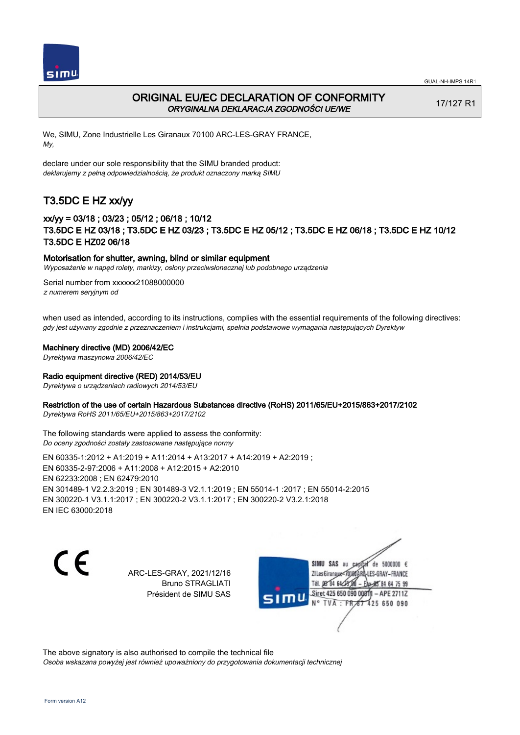# ORIGINAL EU/EC DECLARATION OF CONFORMITY

*ORYGINALNA DEKLARACJA ZGODNOŚCI UE/WE*

17/127 R1

We, SIMU, Zone Industrielle Les Giranaux 70100 ARC-LES-GRAY FRANCE,
*My,*

declare under our sole responsibility that the SIMU branded product:
*deklarujemy z pełną odpowiedzialnością, że produkt oznaczony marką SIMU*

## T3.5DC E HZ xx/yy

### xx/yy = 03/18 ; 03/23 ; 05/12 ; 06/18 ; 10/12
### T3.5DC E HZ 03/18 ; T3.5DC E HZ 03/23 ; T3.5DC E HZ 05/12 ; T3.5DC E HZ 06/18 ; T3.5DC E HZ 10/12 T3.5DC E HZ02 06/18

**Motorisation for shutter, awning, blind or similar equipment**
*Wyposażenie w napęd rolety, markizy, osłony przeciwsłonecznej lub podobnego urządzenia*

Serial number from xxxxxx21088000000
*z numerem seryjnym od*

when used as intended, according to its instructions, complies with the essential requirements of the following directives:
*gdy jest używany zgodnie z przeznaczeniem i instrukcjami, spełnia podstawowe wymagania następujących Dyrektyw*

**Machinery directive (MD) 2006/42/EC**
*Dyrektywa maszynowa 2006/42/EC*

**Radio equipment directive (RED) 2014/53/EU**
*Dyrektywa o urządzeniach radiowych 2014/53/EU*

**Restriction of the use of certain Hazardous Substances directive (RoHS) 2011/65/EU+2015/863+2017/2102**
*Dyrektywa RoHS 2011/65/EU+2015/863+2017/2102*

The following standards were applied to assess the conformity:
*Do oceny zgodności zostały zastosowane następujące normy*

EN 60335-1:2012 + A1:2019 + A11:2014 + A13:2017 + A14:2019 + A2:2019 ;
EN 60335-2-97:2006 + A11:2008 + A12:2015 + A2:2010
EN 62233:2008 ; EN 62479:2010
EN 301489-1 V2.2.3:2019 ; EN 301489-3 V2.1.1:2019 ; EN 55014-1 :2017 ; EN 55014-2:2015
EN 300220-1 V3.1.1:2017 ; EN 300220-2 V3.1.1:2017 ; EN 300220-2 V3.2.1:2018
EN IEC 63000:2018

CE

ARC-LES-GRAY, 2021/12/16
Bruno STRAGLIATI
Président de SIMU SAS

SIMU SAS au capital de 5000000 €
ZI Les Giranaux 70100 ARC-LES-GRAY-FRANCE
Tél. 03 84 64 75 00 – Fax 03 84 64 75 99
Siret 425 650 090 00011 – APE 2711Z
N° TVA : FR 87 425 650 090

The above signatory is also authorised to compile the technical file
*Osoba wskazana powyżej jest również upoważniony do przygotowania dokumentacji technicznej*

Form version A12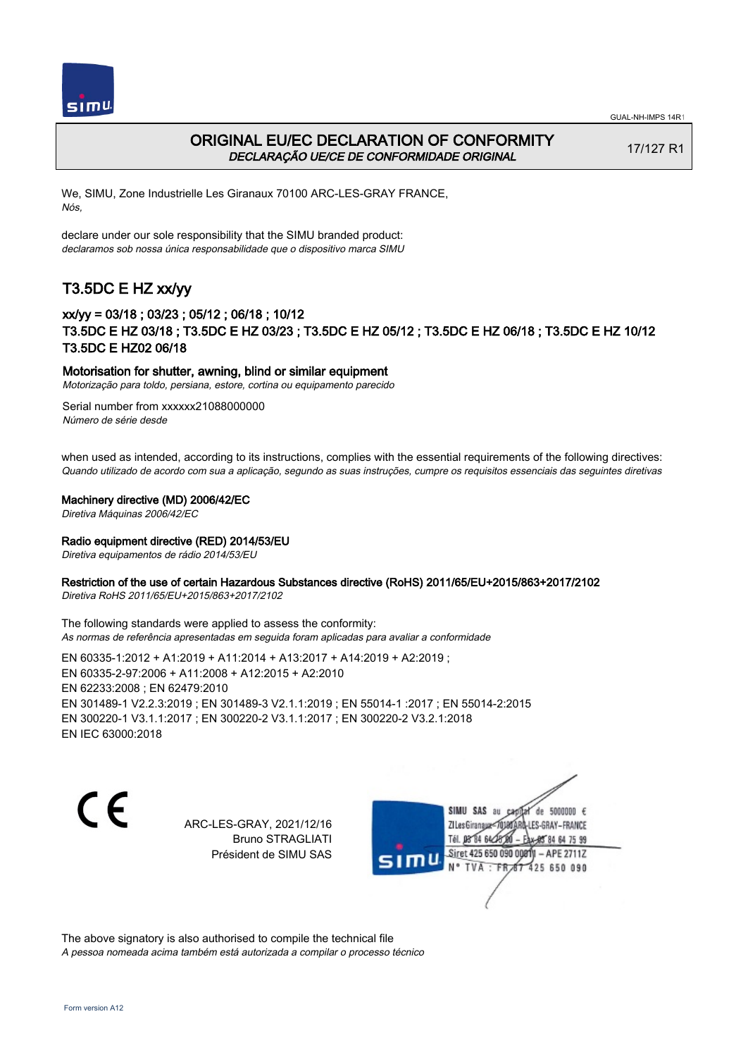# ORIGINAL EU/EC DECLARATION OF CONFORMITY
*DECLARAÇÃO UE/CE DE CONFORMIDADE ORIGINAL*

17/127 R1

We, SIMU, Zone Industrielle Les Giranaux 70100 ARC-LES-GRAY FRANCE,
*Nós,*

declare under our sole responsibility that the SIMU branded product:
*declaramos sob nossa única responsabilidade que o dispositivo marca SIMU*

## T3.5DC E HZ xx/yy

### xx/yy = 03/18 ; 03/23 ; 05/12 ; 06/18 ; 10/12
### T3.5DC E HZ 03/18 ; T3.5DC E HZ 03/23 ; T3.5DC E HZ 05/12 ; T3.5DC E HZ 06/18 ; T3.5DC E HZ 10/12 T3.5DC E HZ02 06/18

**Motorisation for shutter, awning, blind or similar equipment**
*Motorização para toldo, persiana, estore, cortina ou equipamento parecido*

Serial number from xxxxxx21088000000
*Número de série desde*

when used as intended, according to its instructions, complies with the essential requirements of the following directives:
*Quando utilizado de acordo com sua a aplicação, segundo as suas instruções, cumpre os requisitos essenciais das seguintes diretivas*

**Machinery directive (MD) 2006/42/EC**
*Diretiva Máquinas 2006/42/EC*

**Radio equipment directive (RED) 2014/53/EU**
*Diretiva equipamentos de rádio 2014/53/EU*

**Restriction of the use of certain Hazardous Substances directive (RoHS) 2011/65/EU+2015/863+2017/2102**
*Diretiva RoHS 2011/65/EU+2015/863+2017/2102*

The following standards were applied to assess the conformity:
*As normas de referência apresentadas em seguida foram aplicadas para avaliar a conformidade*

EN 60335-1:2012 + A1:2019 + A11:2014 + A13:2017 + A14:2019 + A2:2019 ;
EN 60335-2-97:2006 + A11:2008 + A12:2015 + A2:2010
EN 62233:2008 ; EN 62479:2010
EN 301489-1 V2.2.3:2019 ; EN 301489-3 V2.1.1:2019 ; EN 55014-1 :2017 ; EN 55014-2:2015
EN 300220-1 V3.1.1:2017 ; EN 300220-2 V3.1.1:2017 ; EN 300220-2 V3.2.1:2018
EN IEC 63000:2018

CE

ARC-LES-GRAY, 2021/12/16
Bruno STRAGLIATI
Président de SIMU SAS

SIMU SAS au capital de 5000000 €
ZI Les Giranaux 70100 ARC-LES-GRAY–FRANCE
Tél. 03 84 64 75 00 – Fax 03 84 64 75 99
Siret 425 650 090 00011 – APE 2711Z
N° TVA : FR 87 425 650 090

The above signatory is also authorised to compile the technical file
*A pessoa nomeada acima também está autorizada a compilar o processo técnico*

Form version A12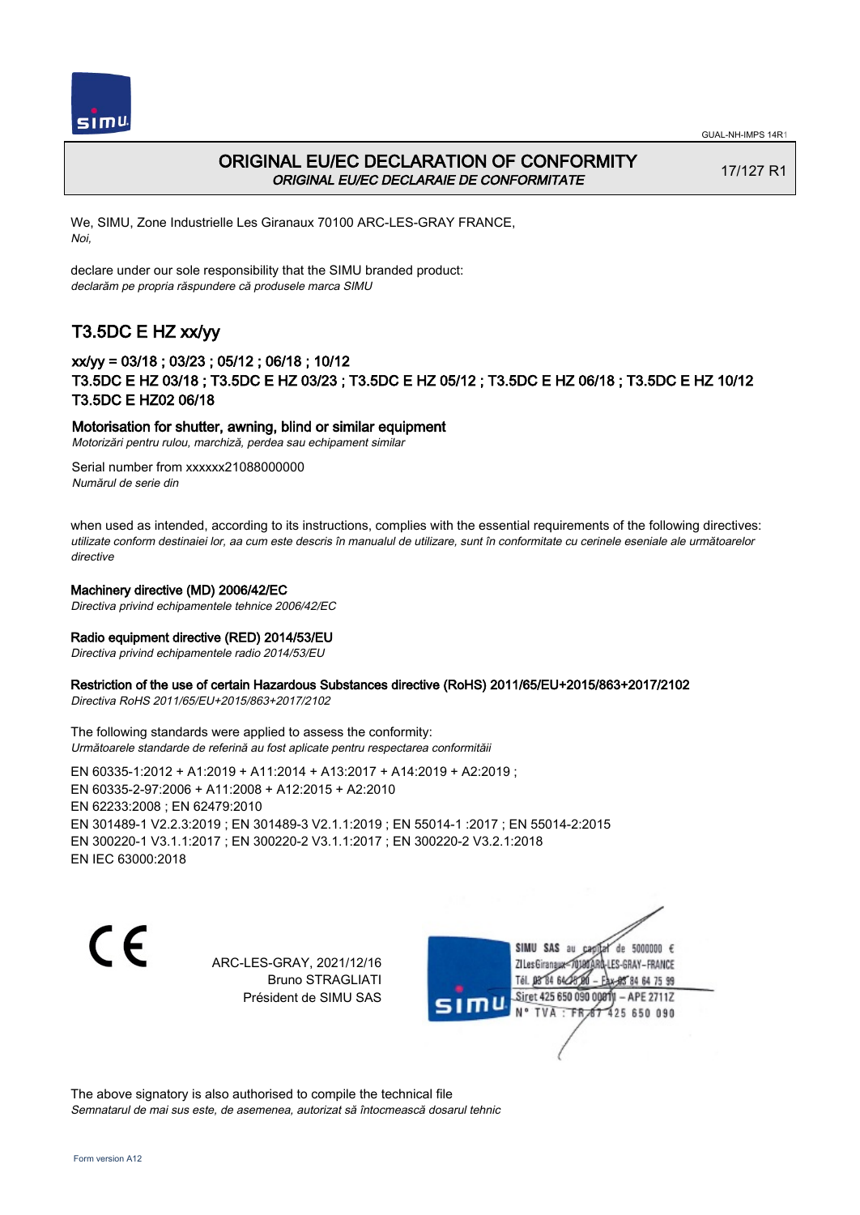# ORIGINAL EU/EC DECLARATION OF CONFORMITY

*ORIGINAL EU/EC DECLARAIE DE CONFORMITATE*

17/127 R1

We, SIMU, Zone Industrielle Les Giranaux 70100 ARC-LES-GRAY FRANCE,
*Noi,*

declare under our sole responsibility that the SIMU branded product:
*declarăm pe propria răspundere că produsele marca SIMU*

## T3.5DC E HZ xx/yy

### xx/yy = 03/18 ; 03/23 ; 05/12 ; 06/18 ; 10/12
### T3.5DC E HZ 03/18 ; T3.5DC E HZ 03/23 ; T3.5DC E HZ 05/12 ; T3.5DC E HZ 06/18 ; T3.5DC E HZ 10/12 T3.5DC E HZ02 06/18

**Motorisation for shutter, awning, blind or similar equipment**
*Motorizări pentru rulou, marchiză, perdea sau echipament similar*

Serial number from xxxxxx21088000000
*Numărul de serie din*

when used as intended, according to its instructions, complies with the essential requirements of the following directives:
*utilizate conform destinaiei lor, aa cum este descris în manualul de utilizare, sunt în conformitate cu cerinele eseniale ale următoarelor directive*

**Machinery directive (MD) 2006/42/EC**
*Directiva privind echipamentele tehnice 2006/42/EC*

**Radio equipment directive (RED) 2014/53/EU**
*Directiva privind echipamentele radio 2014/53/EU*

**Restriction of the use of certain Hazardous Substances directive (RoHS) 2011/65/EU+2015/863+2017/2102**
*Directiva RoHS 2011/65/EU+2015/863+2017/2102*

The following standards were applied to assess the conformity:
*Următoarele standarde de referină au fost aplicate pentru respectarea conformităii*

EN 60335-1:2012 + A1:2019 + A11:2014 + A13:2017 + A14:2019 + A2:2019 ;
EN 60335-2-97:2006 + A11:2008 + A12:2015 + A2:2010
EN 62233:2008 ; EN 62479:2010
EN 301489-1 V2.2.3:2019 ; EN 301489-3 V2.1.1:2019 ; EN 55014-1 :2017 ; EN 55014-2:2015
EN 300220-1 V3.1.1:2017 ; EN 300220-2 V3.1.1:2017 ; EN 300220-2 V3.2.1:2018
EN IEC 63000:2018

ARC-LES-GRAY, 2021/12/16
Bruno STRAGLIATI
Président de SIMU SAS

SIMU SAS au capital de 5000000 €
ZI Les Giranaux 70100 ARC-LES-GRAY-FRANCE
Tél. 03 84 64 75 00 – Fax 03 84 64 75 99
Siret 425 650 090 00011 – APE 2711Z
N° TVA : FR 87 425 650 090

The above signatory is also authorised to compile the technical file
*Semnatarul de mai sus este, de asemenea, autorizat să întocmească dosarul tehnic*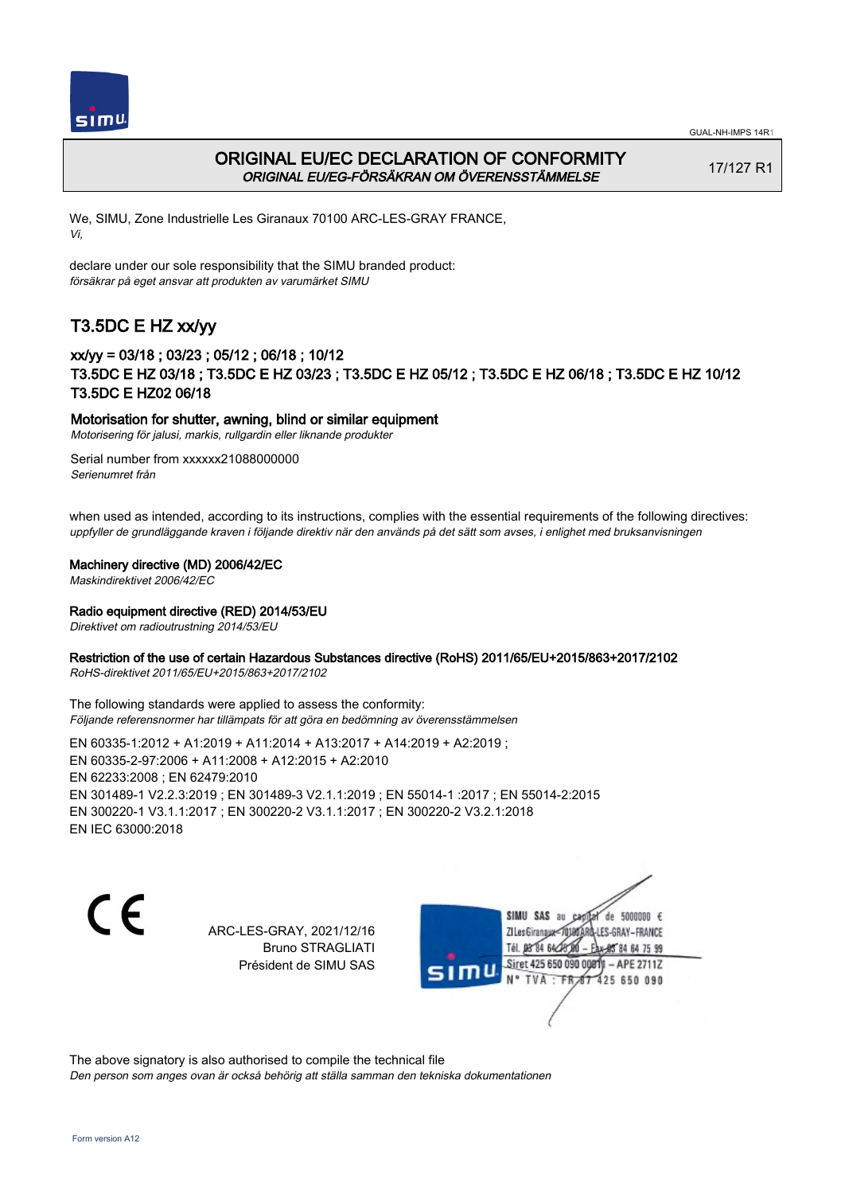# ORIGINAL EU/EC DECLARATION OF CONFORMITY
*ORIGINAL EU/EG-FÖRSÄKRAN OM ÖVERENSSTÄMMELSE*

17/127 R1

We, SIMU, Zone Industrielle Les Giranaux 70100 ARC-LES-GRAY FRANCE,
*Vi,*

declare under our sole responsibility that the SIMU branded product:
*försäkrar på eget ansvar att produkten av varumärket SIMU*

## T3.5DC E HZ xx/yy

### xx/yy = 03/18 ; 03/23 ; 05/12 ; 06/18 ; 10/12
### T3.5DC E HZ 03/18 ; T3.5DC E HZ 03/23 ; T3.5DC E HZ 05/12 ; T3.5DC E HZ 06/18 ; T3.5DC E HZ 10/12 T3.5DC E HZ02 06/18

**Motorisation for shutter, awning, blind or similar equipment**
*Motorisering för jalusi, markis, rullgardin eller liknande produkter*

Serial number from xxxxxx21088000000
*Serienumret från*

when used as intended, according to its instructions, complies with the essential requirements of the following directives:
*uppfyller de grundläggande kraven i följande direktiv när den används på det sätt som avses, i enlighet med bruksanvisningen*

**Machinery directive (MD) 2006/42/EC**
*Maskindirektivet 2006/42/EC*

**Radio equipment directive (RED) 2014/53/EU**
*Direktivet om radioutrustning 2014/53/EU*

**Restriction of the use of certain Hazardous Substances directive (RoHS) 2011/65/EU+2015/863+2017/2102**
*RoHS-direktivet 2011/65/EU+2015/863+2017/2102*

The following standards were applied to assess the conformity:
*Följande referensnormer har tillämpats för att göra en bedömning av överensstämmelsen*

EN 60335-1:2012 + A1:2019 + A11:2014 + A13:2017 + A14:2019 + A2:2019 ;
EN 60335-2-97:2006 + A11:2008 + A12:2015 + A2:2010
EN 62233:2008 ; EN 62479:2010
EN 301489-1 V2.2.3:2019 ; EN 301489-3 V2.1.1:2019 ; EN 55014-1 :2017 ; EN 55014-2:2015
EN 300220-1 V3.1.1:2017 ; EN 300220-2 V3.1.1:2017 ; EN 300220-2 V3.2.1:2018
EN IEC 63000:2018

CE

ARC-LES-GRAY, 2021/12/16
Bruno STRAGLIATI
Président de SIMU SAS

SIMU SAS au capital de 5000000 €
ZI Les Giranaux 70100 ARC-LES-GRAY-FRANCE
Tél. 03 84 64 75 00 – Fax 03 84 64 75 99
Siret 425 650 090 00011 – APE 2711Z
N° TVA : FR 87 425 650 090

The above signatory is also authorised to compile the technical file
*Den person som anges ovan är också behörig att ställa samman den tekniska dokumentationen*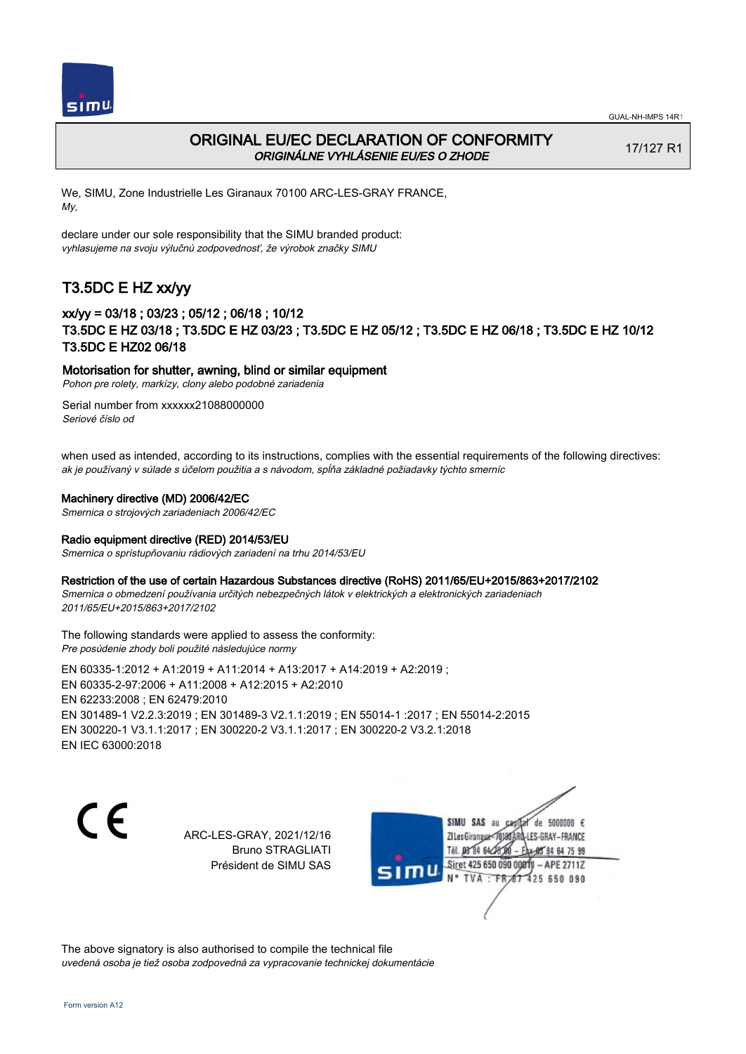GUAL-NH-IMPS 14R1

# ORIGINAL EU/EC DECLARATION OF CONFORMITY

*ORIGINÁLNE VYHLÁSENIE EU/ES O ZHODE*

17/127 R1

We, SIMU, Zone Industrielle Les Giranaux 70100 ARC-LES-GRAY FRANCE,
*My,*

declare under our sole responsibility that the SIMU branded product:
*vyhlasujeme na svoju výlučnú zodpovednosť, že výrobok značky SIMU*

## T3.5DC E HZ xx/yy

### xx/yy = 03/18 ; 03/23 ; 05/12 ; 06/18 ; 10/12
### T3.5DC E HZ 03/18 ; T3.5DC E HZ 03/23 ; T3.5DC E HZ 05/12 ; T3.5DC E HZ 06/18 ; T3.5DC E HZ 10/12 T3.5DC E HZ02 06/18

**Motorisation for shutter, awning, blind or similar equipment**
*Pohon pre rolety, markízy, clony alebo podobné zariadenia*

Serial number from xxxxxx21088000000
*Seriové číslo od*

when used as intended, according to its instructions, complies with the essential requirements of the following directives:
*ak je používaný v súlade s účelom použitia a s návodom, spĺňa základné požiadavky týchto smerníc*

**Machinery directive (MD) 2006/42/EC**
*Smernica o strojových zariadeniach 2006/42/EC*

**Radio equipment directive (RED) 2014/53/EU**
*Smernica o sprístupňovaniu rádiových zariadení na trhu 2014/53/EU*

**Restriction of the use of certain Hazardous Substances directive (RoHS) 2011/65/EU+2015/863+2017/2102**
*Smernica o obmedzení používania určitých nebezpečných látok v elektrických a elektronických zariadeniach 2011/65/EU+2015/863+2017/2102*

The following standards were applied to assess the conformity:
*Pre posúdenie zhody boli použité následujúce normy*

EN 60335-1:2012 + A1:2019 + A11:2014 + A13:2017 + A14:2019 + A2:2019 ;
EN 60335-2-97:2006 + A11:2008 + A12:2015 + A2:2010
EN 62233:2008 ; EN 62479:2010
EN 301489-1 V2.2.3:2019 ; EN 301489-3 V2.1.1:2019 ; EN 55014-1 :2017 ; EN 55014-2:2015
EN 300220-1 V3.1.1:2017 ; EN 300220-2 V3.1.1:2017 ; EN 300220-2 V3.2.1:2018
EN IEC 63000:2018

ARC-LES-GRAY, 2021/12/16
Bruno STRAGLIATI
Président de SIMU SAS

SIMU SAS au capital de 5000000 €
ZI Les Giranaux 70100 ARC-LES-GRAY-FRANCE
Tél. 03 84 64 75 00 – Fax 03 84 64 75 99
Siret 425 650 090 00011 – APE 2711Z
N° TVA : FR 67 425 650 090

The above signatory is also authorised to compile the technical file
*uvedená osoba je tiež osoba zodpovedná za vypracovanie technickej dokumentácie*

Form version A12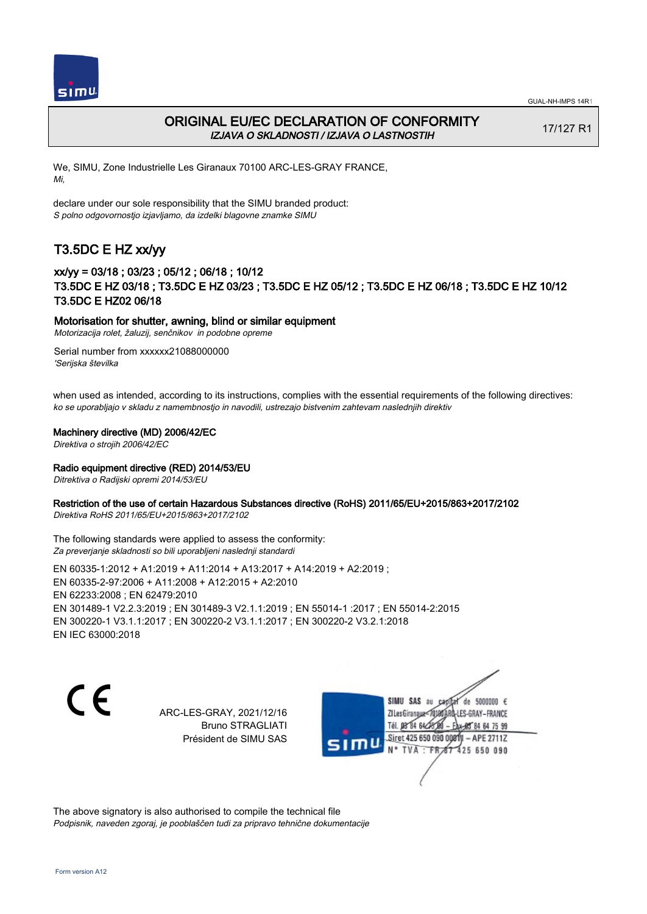# ORIGINAL EU/EC DECLARATION OF CONFORMITY

*IZJAVA O SKLADNOSTI / IZJAVA O LASTNOSTIH*

17/127 R1

We, SIMU, Zone Industrielle Les Giranaux 70100 ARC-LES-GRAY FRANCE,
*Mi,*

declare under our sole responsibility that the SIMU branded product:
*S polno odgovornostjo izjavljamo, da izdelki blagovne znamke SIMU*

## T3.5DC E HZ xx/yy

### xx/yy = 03/18 ; 03/23 ; 05/12 ; 06/18 ; 10/12

### T3.5DC E HZ 03/18 ; T3.5DC E HZ 03/23 ; T3.5DC E HZ 05/12 ; T3.5DC E HZ 06/18 ; T3.5DC E HZ 10/12 T3.5DC E HZ02 06/18

**Motorisation for shutter, awning, blind or similar equipment**
*Motorizacija rolet, žaluzij, senčnikov in podobne opreme*

Serial number from xxxxxx21088000000
*'Serijska številka*

when used as intended, according to its instructions, complies with the essential requirements of the following directives:
*ko se uporabljajo v skladu z namembnostjo in navodili, ustrezajo bistvenim zahtevam naslednjih direktiv*

**Machinery directive (MD) 2006/42/EC**
*Direktiva o strojih 2006/42/EC*

**Radio equipment directive (RED) 2014/53/EU**
*Ditrektiva o Radijski opremi 2014/53/EU*

**Restriction of the use of certain Hazardous Substances directive (RoHS) 2011/65/EU+2015/863+2017/2102**
*Direktiva RoHS 2011/65/EU+2015/863+2017/2102*

The following standards were applied to assess the conformity:
*Za preverjanje skladnosti so bili uporabljeni naslednji standardi*

EN 60335-1:2012 + A1:2019 + A11:2014 + A13:2017 + A14:2019 + A2:2019 ;
EN 60335-2-97:2006 + A11:2008 + A12:2015 + A2:2010
EN 62233:2008 ; EN 62479:2010
EN 301489-1 V2.2.3:2019 ; EN 301489-3 V2.1.1:2019 ; EN 55014-1 :2017 ; EN 55014-2:2015
EN 300220-1 V3.1.1:2017 ; EN 300220-2 V3.1.1:2017 ; EN 300220-2 V3.2.1:2018
EN IEC 63000:2018

CE

ARC-LES-GRAY, 2021/12/16
Bruno STRAGLIATI
Président de SIMU SAS

SIMU SAS au capital de 5000000 €
ZI Les Giranaux 70100 ARC-LES-GRAY-FRANCE
Tél. 03 84 64 75 00 – Fax 03 84 64 75 99
Siret 425 650 090 00011 – APE 2711Z
N° TVA : FR 87 425 650 090

The above signatory is also authorised to compile the technical file
*Podpisnik, naveden zgoraj, je pooblaščen tudi za pripravo tehnične dokumentacije*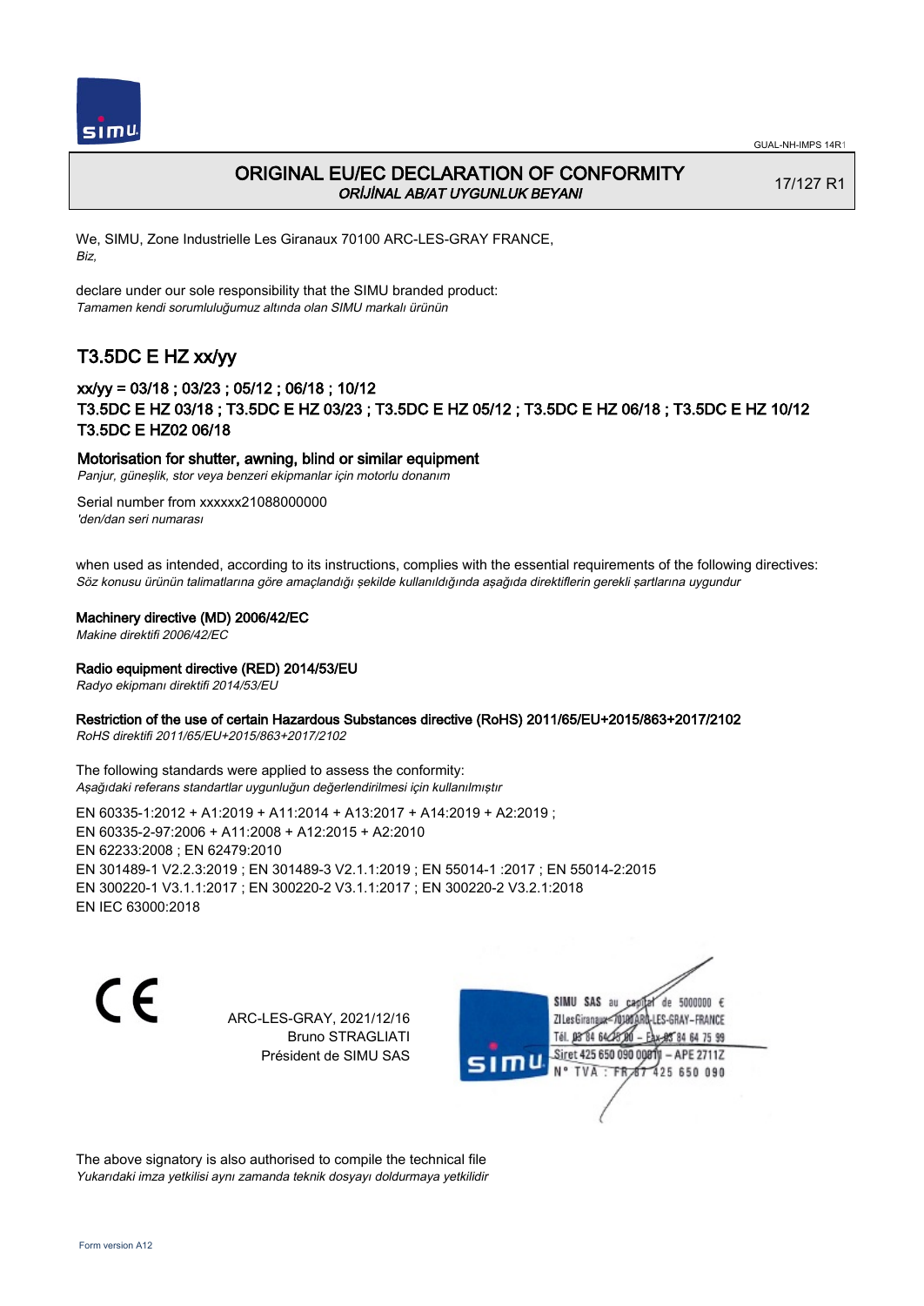# ORIGINAL EU/EC DECLARATION OF CONFORMITY

*ORİJİNAL AB/AT UYGUNLUK BEYANI*

17/127 R1

We, SIMU, Zone Industrielle Les Giranaux 70100 ARC-LES-GRAY FRANCE,
*Biz,*

declare under our sole responsibility that the SIMU branded product:
*Tamamen kendi sorumluluğumuz altında olan SIMU markalı ürünün*

## T3.5DC E HZ xx/yy

### xx/yy = 03/18 ; 03/23 ; 05/12 ; 06/18 ; 10/12
### T3.5DC E HZ 03/18 ; T3.5DC E HZ 03/23 ; T3.5DC E HZ 05/12 ; T3.5DC E HZ 06/18 ; T3.5DC E HZ 10/12 T3.5DC E HZ02 06/18

**Motorisation for shutter, awning, blind or similar equipment**
*Panjur, güneşlik, stor veya benzeri ekipmanlar için motorlu donanım*

Serial number from xxxxxx21088000000
*'den/dan seri numarası*

when used as intended, according to its instructions, complies with the essential requirements of the following directives:
*Söz konusu ürünün talimatlarına göre amaçlandığı şekilde kullanıldığında aşağıda direktiflerin gerekli şartlarına uygundur*

**Machinery directive (MD) 2006/42/EC**
*Makine direktifi 2006/42/EC*

**Radio equipment directive (RED) 2014/53/EU**
*Radyo ekipmanı direktifi 2014/53/EU*

**Restriction of the use of certain Hazardous Substances directive (RoHS) 2011/65/EU+2015/863+2017/2102**
*RoHS direktifi 2011/65/EU+2015/863+2017/2102*

The following standards were applied to assess the conformity:
*Aşağıdaki referans standartlar uygunluğun değerlendirilmesi için kullanılmıştır*

EN 60335-1:2012 + A1:2019 + A11:2014 + A13:2017 + A14:2019 + A2:2019 ;
EN 60335-2-97:2006 + A11:2008 + A12:2015 + A2:2010
EN 62233:2008 ; EN 62479:2010
EN 301489-1 V2.2.3:2019 ; EN 301489-3 V2.1.1:2019 ; EN 55014-1 :2017 ; EN 55014-2:2015
EN 300220-1 V3.1.1:2017 ; EN 300220-2 V3.1.1:2017 ; EN 300220-2 V3.2.1:2018
EN IEC 63000:2018

CE

ARC-LES-GRAY, 2021/12/16
Bruno STRAGLIATI
Président de SIMU SAS

SIMU SAS au capital de 5000000 €
ZI Les Giranaux 70100 ARC-LES-GRAY-FRANCE
Tél. 03 84 64 75 00 – Fax 03 84 64 75 99
Siret 425 650 090 00011 – APE 2711Z
N° TVA : FR 87 425 650 090

The above signatory is also authorised to compile the technical file
*Yukarıdaki imza yetkilisi aynı zamanda teknik dosyayı doldurmaya yetkilidir*